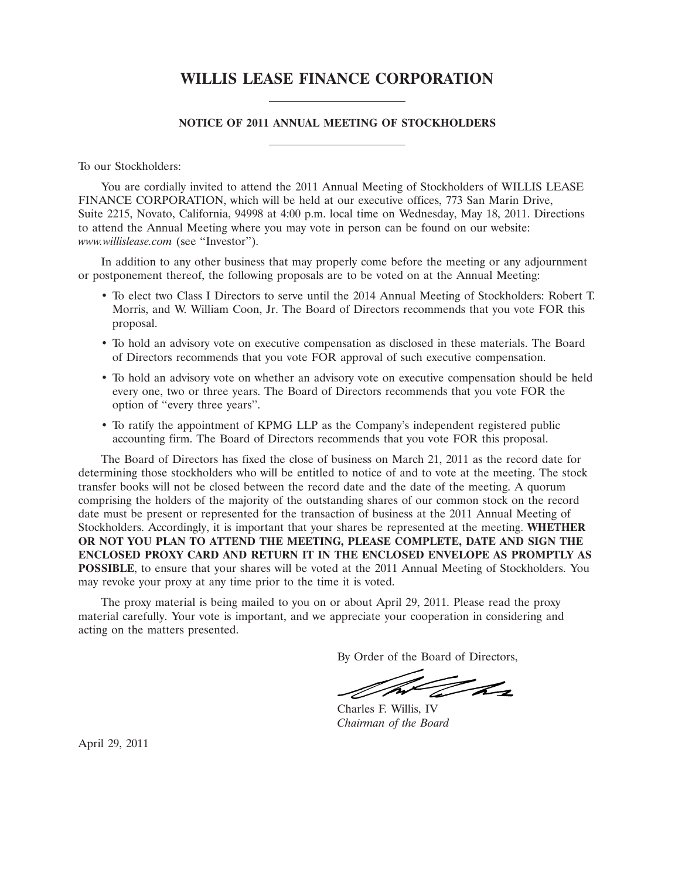# WILLIS LEASE FINANCE CORPORATION

## NOTICE OF 2011 ANNUAL MEETING OF STOCKHOLDERS

To our Stockholders:

You are cordially invited to attend the 2011 Annual Meeting of Stockholders of WILLIS LEASE FINANCE CORPORATION, which will be held at our executive offices, 773 San Marin Drive, Suite 2215, Novato, California, 94998 at 4:00 p.m. local time on Wednesday, May 18, 2011. Directions to attend the Annual Meeting where you may vote in person can be found on our website: *www.willislease.com* (see ''Investor'').

In addition to any other business that may properly come before the meeting or any adjournment or postponement thereof, the following proposals are to be voted on at the Annual Meeting:

- To elect two Class I Directors to serve until the 2014 Annual Meeting of Stockholders: Robert T. Morris, and W. William Coon, Jr. The Board of Directors recommends that you vote FOR this proposal.
- To hold an advisory vote on executive compensation as disclosed in these materials. The Board of Directors recommends that you vote FOR approval of such executive compensation.
- To hold an advisory vote on whether an advisory vote on executive compensation should be held every one, two or three years. The Board of Directors recommends that you vote FOR the option of ''every three years''.
- To ratify the appointment of KPMG LLP as the Company's independent registered public accounting firm. The Board of Directors recommends that you vote FOR this proposal.

The Board of Directors has fixed the close of business on March 21, 2011 as the record date for determining those stockholders who will be entitled to notice of and to vote at the meeting. The stock transfer books will not be closed between the record date and the date of the meeting. A quorum comprising the holders of the majority of the outstanding shares of our common stock on the record date must be present or represented for the transaction of business at the 2011 Annual Meeting of Stockholders. Accordingly, it is important that your shares be represented at the meeting. **WHETHER OR NOT YOU PLAN TO ATTEND THE MEETING, PLEASE COMPLETE, DATE AND SIGN THE ENCLOSED PROXY CARD AND RETURN IT IN THE ENCLOSED ENVELOPE AS PROMPTLY AS POSSIBLE**, to ensure that your shares will be voted at the 2011 Annual Meeting of Stockholders. You may revoke your proxy at any time prior to the time it is voted.

The proxy material is being mailed to you on or about April 29, 2011. Please read the proxy material carefully. Your vote is important, and we appreciate your cooperation in considering and acting on the matters presented.

By Order of the Board of Directors,

Charles F. Willis, IV
*Chairman of the Board*

April 29, 2011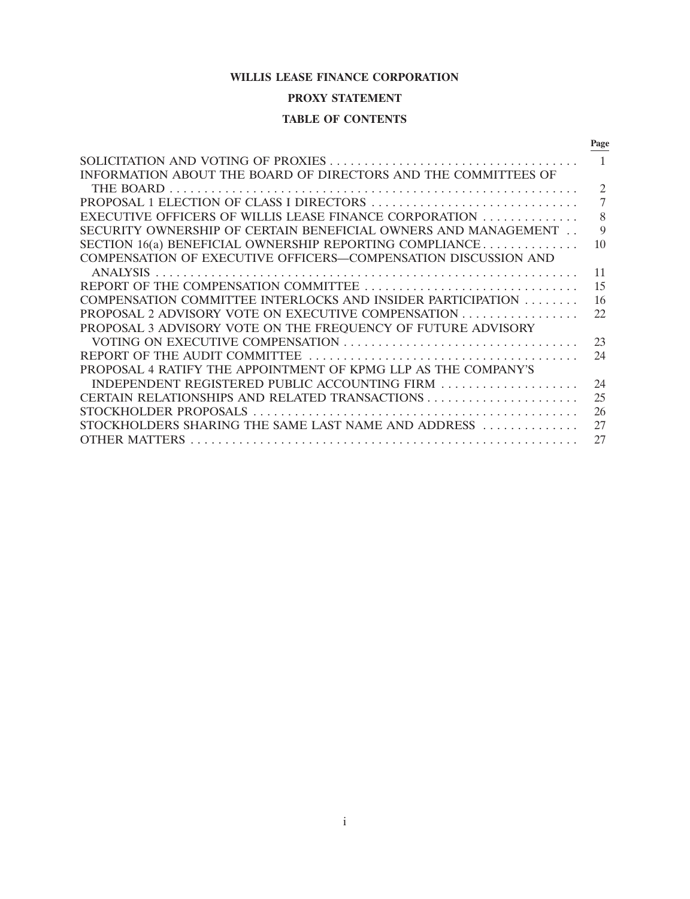# WILLIS LEASE FINANCE CORPORATION

## PROXY STATEMENT

## TABLE OF CONTENTS

| | Page |
|---|---|
| SOLICITATION AND VOTING OF PROXIES | 1 |
| INFORMATION ABOUT THE BOARD OF DIRECTORS AND THE COMMITTEES OF THE BOARD | 2 |
| PROPOSAL 1 ELECTION OF CLASS I DIRECTORS | 7 |
| EXECUTIVE OFFICERS OF WILLIS LEASE FINANCE CORPORATION | 8 |
| SECURITY OWNERSHIP OF CERTAIN BENEFICIAL OWNERS AND MANAGEMENT | 9 |
| SECTION 16(a) BENEFICIAL OWNERSHIP REPORTING COMPLIANCE | 10 |
| COMPENSATION OF EXECUTIVE OFFICERS—COMPENSATION DISCUSSION AND ANALYSIS | 11 |
| REPORT OF THE COMPENSATION COMMITTEE | 15 |
| COMPENSATION COMMITTEE INTERLOCKS AND INSIDER PARTICIPATION | 16 |
| PROPOSAL 2 ADVISORY VOTE ON EXECUTIVE COMPENSATION | 22 |
| PROPOSAL 3 ADVISORY VOTE ON THE FREQUENCY OF FUTURE ADVISORY VOTING ON EXECUTIVE COMPENSATION | 23 |
| REPORT OF THE AUDIT COMMITTEE | 24 |
| PROPOSAL 4 RATIFY THE APPOINTMENT OF KPMG LLP AS THE COMPANY'S INDEPENDENT REGISTERED PUBLIC ACCOUNTING FIRM | 24 |
| CERTAIN RELATIONSHIPS AND RELATED TRANSACTIONS | 25 |
| STOCKHOLDER PROPOSALS | 26 |
| STOCKHOLDERS SHARING THE SAME LAST NAME AND ADDRESS | 27 |
| OTHER MATTERS | 27 |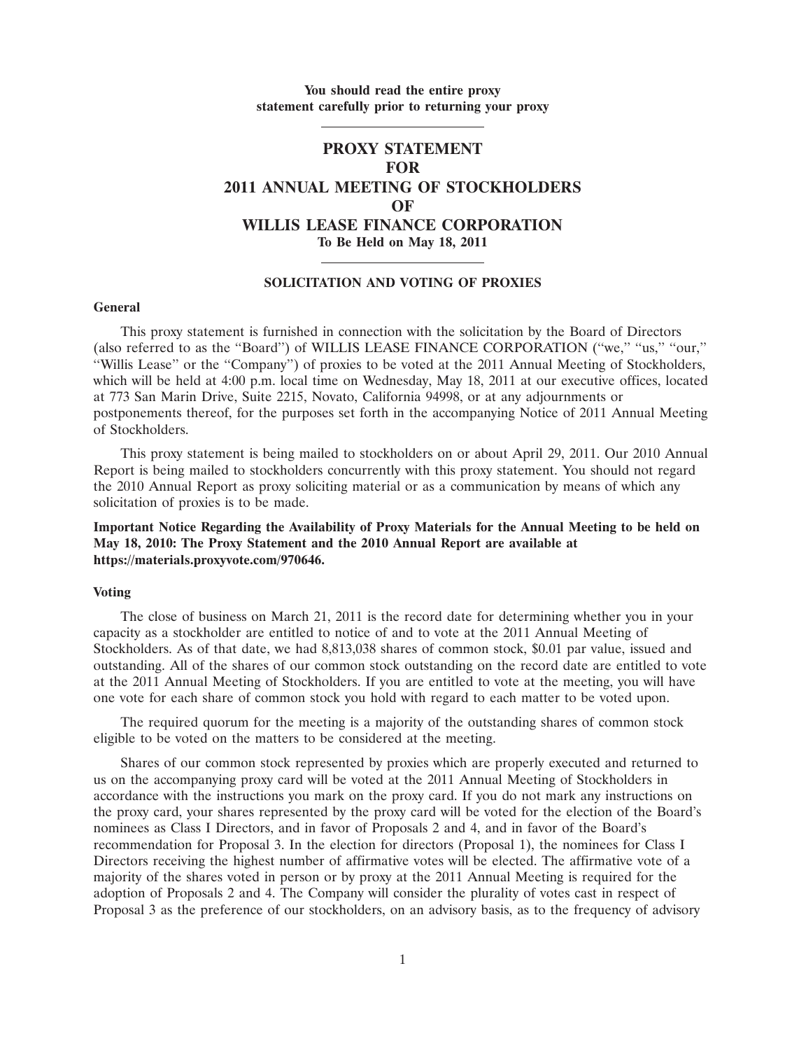**You should read the entire proxy statement carefully prior to returning your proxy**

# PROXY STATEMENT FOR 2011 ANNUAL MEETING OF STOCKHOLDERS OF WILLIS LEASE FINANCE CORPORATION

**To Be Held on May 18, 2011**

## SOLICITATION AND VOTING OF PROXIES

### General

This proxy statement is furnished in connection with the solicitation by the Board of Directors (also referred to as the "Board") of WILLIS LEASE FINANCE CORPORATION ("we," "us," "our," "Willis Lease" or the "Company") of proxies to be voted at the 2011 Annual Meeting of Stockholders, which will be held at 4:00 p.m. local time on Wednesday, May 18, 2011 at our executive offices, located at 773 San Marin Drive, Suite 2215, Novato, California 94998, or at any adjournments or postponements thereof, for the purposes set forth in the accompanying Notice of 2011 Annual Meeting of Stockholders.

This proxy statement is being mailed to stockholders on or about April 29, 2011. Our 2010 Annual Report is being mailed to stockholders concurrently with this proxy statement. You should not regard the 2010 Annual Report as proxy soliciting material or as a communication by means of which any solicitation of proxies is to be made.

**Important Notice Regarding the Availability of Proxy Materials for the Annual Meeting to be held on May 18, 2010: The Proxy Statement and the 2010 Annual Report are available at https://materials.proxyvote.com/970646.**

### Voting

The close of business on March 21, 2011 is the record date for determining whether you in your capacity as a stockholder are entitled to notice of and to vote at the 2011 Annual Meeting of Stockholders. As of that date, we had 8,813,038 shares of common stock, $0.01 par value, issued and outstanding. All of the shares of our common stock outstanding on the record date are entitled to vote at the 2011 Annual Meeting of Stockholders. If you are entitled to vote at the meeting, you will have one vote for each share of common stock you hold with regard to each matter to be voted upon.

The required quorum for the meeting is a majority of the outstanding shares of common stock eligible to be voted on the matters to be considered at the meeting.

Shares of our common stock represented by proxies which are properly executed and returned to us on the accompanying proxy card will be voted at the 2011 Annual Meeting of Stockholders in accordance with the instructions you mark on the proxy card. If you do not mark any instructions on the proxy card, your shares represented by the proxy card will be voted for the election of the Board's nominees as Class I Directors, and in favor of Proposals 2 and 4, and in favor of the Board's recommendation for Proposal 3. In the election for directors (Proposal 1), the nominees for Class I Directors receiving the highest number of affirmative votes will be elected. The affirmative vote of a majority of the shares voted in person or by proxy at the 2011 Annual Meeting is required for the adoption of Proposals 2 and 4. The Company will consider the plurality of votes cast in respect of Proposal 3 as the preference of our stockholders, on an advisory basis, as to the frequency of advisory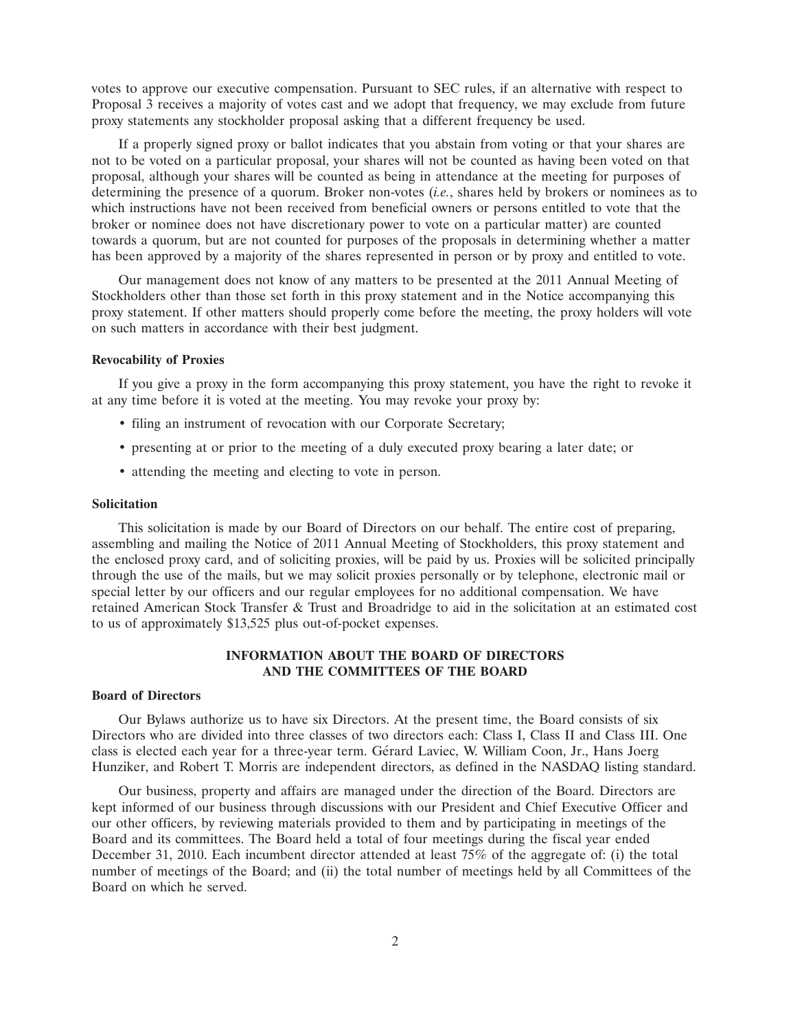votes to approve our executive compensation. Pursuant to SEC rules, if an alternative with respect to Proposal 3 receives a majority of votes cast and we adopt that frequency, we may exclude from future proxy statements any stockholder proposal asking that a different frequency be used.

If a properly signed proxy or ballot indicates that you abstain from voting or that your shares are not to be voted on a particular proposal, your shares will not be counted as having been voted on that proposal, although your shares will be counted as being in attendance at the meeting for purposes of determining the presence of a quorum. Broker non-votes (*i.e.*, shares held by brokers or nominees as to which instructions have not been received from beneficial owners or persons entitled to vote that the broker or nominee does not have discretionary power to vote on a particular matter) are counted towards a quorum, but are not counted for purposes of the proposals in determining whether a matter has been approved by a majority of the shares represented in person or by proxy and entitled to vote.

Our management does not know of any matters to be presented at the 2011 Annual Meeting of Stockholders other than those set forth in this proxy statement and in the Notice accompanying this proxy statement. If other matters should properly come before the meeting, the proxy holders will vote on such matters in accordance with their best judgment.

**Revocability of Proxies**

If you give a proxy in the form accompanying this proxy statement, you have the right to revoke it at any time before it is voted at the meeting. You may revoke your proxy by:

- filing an instrument of revocation with our Corporate Secretary;
- presenting at or prior to the meeting of a duly executed proxy bearing a later date; or
- attending the meeting and electing to vote in person.

**Solicitation**

This solicitation is made by our Board of Directors on our behalf. The entire cost of preparing, assembling and mailing the Notice of 2011 Annual Meeting of Stockholders, this proxy statement and the enclosed proxy card, and of soliciting proxies, will be paid by us. Proxies will be solicited principally through the use of the mails, but we may solicit proxies personally or by telephone, electronic mail or special letter by our officers and our regular employees for no additional compensation. We have retained American Stock Transfer & Trust and Broadridge to aid in the solicitation at an estimated cost to us of approximately $13,525 plus out-of-pocket expenses.

## INFORMATION ABOUT THE BOARD OF DIRECTORS AND THE COMMITTEES OF THE BOARD

**Board of Directors**

Our Bylaws authorize us to have six Directors. At the present time, the Board consists of six Directors who are divided into three classes of two directors each: Class I, Class II and Class III. One class is elected each year for a three-year term. Gérard Laviec, W. William Coon, Jr., Hans Joerg Hunziker, and Robert T. Morris are independent directors, as defined in the NASDAQ listing standard.

Our business, property and affairs are managed under the direction of the Board. Directors are kept informed of our business through discussions with our President and Chief Executive Officer and our other officers, by reviewing materials provided to them and by participating in meetings of the Board and its committees. The Board held a total of four meetings during the fiscal year ended December 31, 2010. Each incumbent director attended at least 75% of the aggregate of: (i) the total number of meetings of the Board; and (ii) the total number of meetings held by all Committees of the Board on which he served.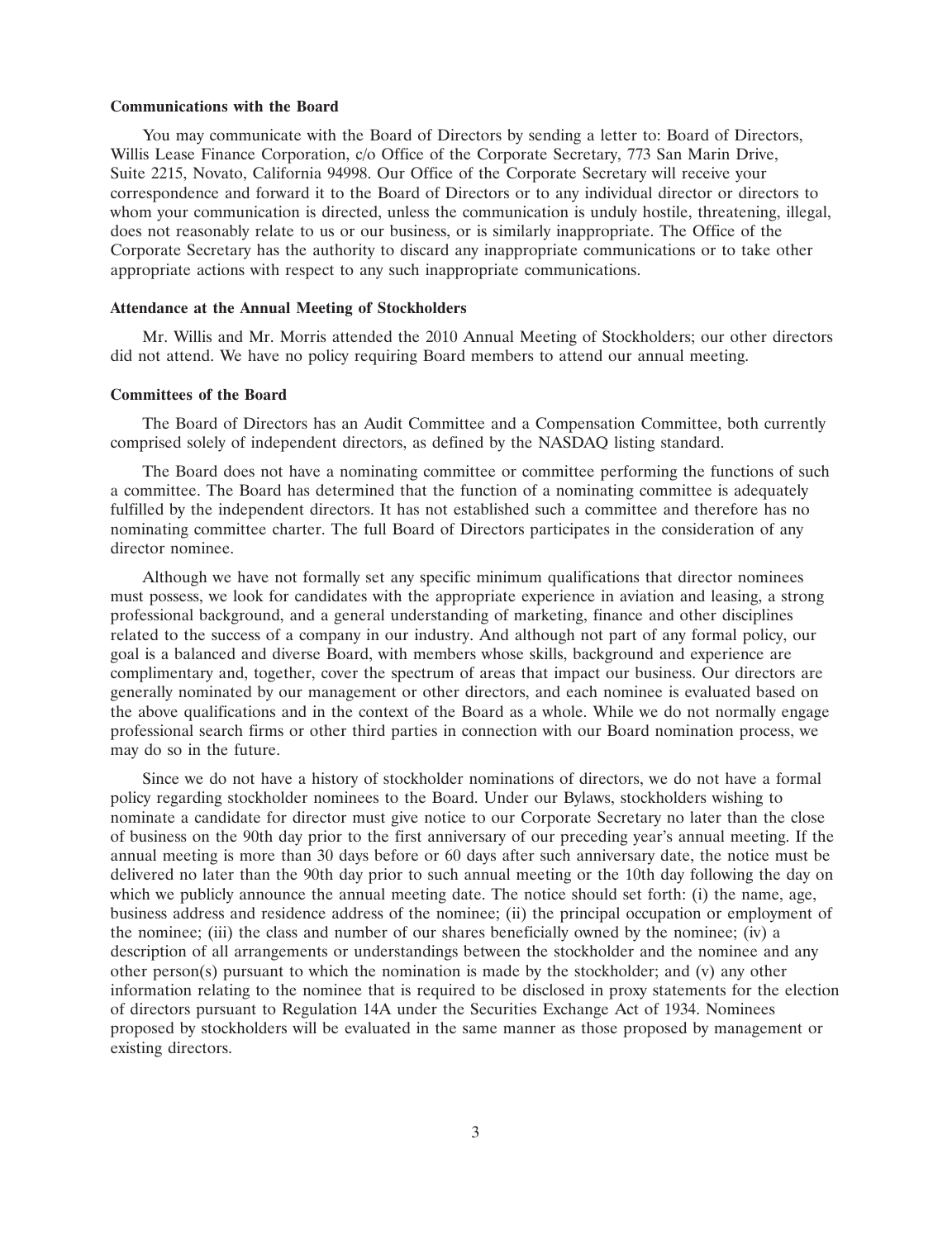### Communications with the Board

You may communicate with the Board of Directors by sending a letter to: Board of Directors, Willis Lease Finance Corporation, c/o Office of the Corporate Secretary, 773 San Marin Drive, Suite 2215, Novato, California 94998. Our Office of the Corporate Secretary will receive your correspondence and forward it to the Board of Directors or to any individual director or directors to whom your communication is directed, unless the communication is unduly hostile, threatening, illegal, does not reasonably relate to us or our business, or is similarly inappropriate. The Office of the Corporate Secretary has the authority to discard any inappropriate communications or to take other appropriate actions with respect to any such inappropriate communications.

### Attendance at the Annual Meeting of Stockholders

Mr. Willis and Mr. Morris attended the 2010 Annual Meeting of Stockholders; our other directors did not attend. We have no policy requiring Board members to attend our annual meeting.

### Committees of the Board

The Board of Directors has an Audit Committee and a Compensation Committee, both currently comprised solely of independent directors, as defined by the NASDAQ listing standard.

The Board does not have a nominating committee or committee performing the functions of such a committee. The Board has determined that the function of a nominating committee is adequately fulfilled by the independent directors. It has not established such a committee and therefore has no nominating committee charter. The full Board of Directors participates in the consideration of any director nominee.

Although we have not formally set any specific minimum qualifications that director nominees must possess, we look for candidates with the appropriate experience in aviation and leasing, a strong professional background, and a general understanding of marketing, finance and other disciplines related to the success of a company in our industry. And although not part of any formal policy, our goal is a balanced and diverse Board, with members whose skills, background and experience are complimentary and, together, cover the spectrum of areas that impact our business. Our directors are generally nominated by our management or other directors, and each nominee is evaluated based on the above qualifications and in the context of the Board as a whole. While we do not normally engage professional search firms or other third parties in connection with our Board nomination process, we may do so in the future.

Since we do not have a history of stockholder nominations of directors, we do not have a formal policy regarding stockholder nominees to the Board. Under our Bylaws, stockholders wishing to nominate a candidate for director must give notice to our Corporate Secretary no later than the close of business on the 90th day prior to the first anniversary of our preceding year's annual meeting. If the annual meeting is more than 30 days before or 60 days after such anniversary date, the notice must be delivered no later than the 90th day prior to such annual meeting or the 10th day following the day on which we publicly announce the annual meeting date. The notice should set forth: (i) the name, age, business address and residence address of the nominee; (ii) the principal occupation or employment of the nominee; (iii) the class and number of our shares beneficially owned by the nominee; (iv) a description of all arrangements or understandings between the stockholder and the nominee and any other person(s) pursuant to which the nomination is made by the stockholder; and (v) any other information relating to the nominee that is required to be disclosed in proxy statements for the election of directors pursuant to Regulation 14A under the Securities Exchange Act of 1934. Nominees proposed by stockholders will be evaluated in the same manner as those proposed by management or existing directors.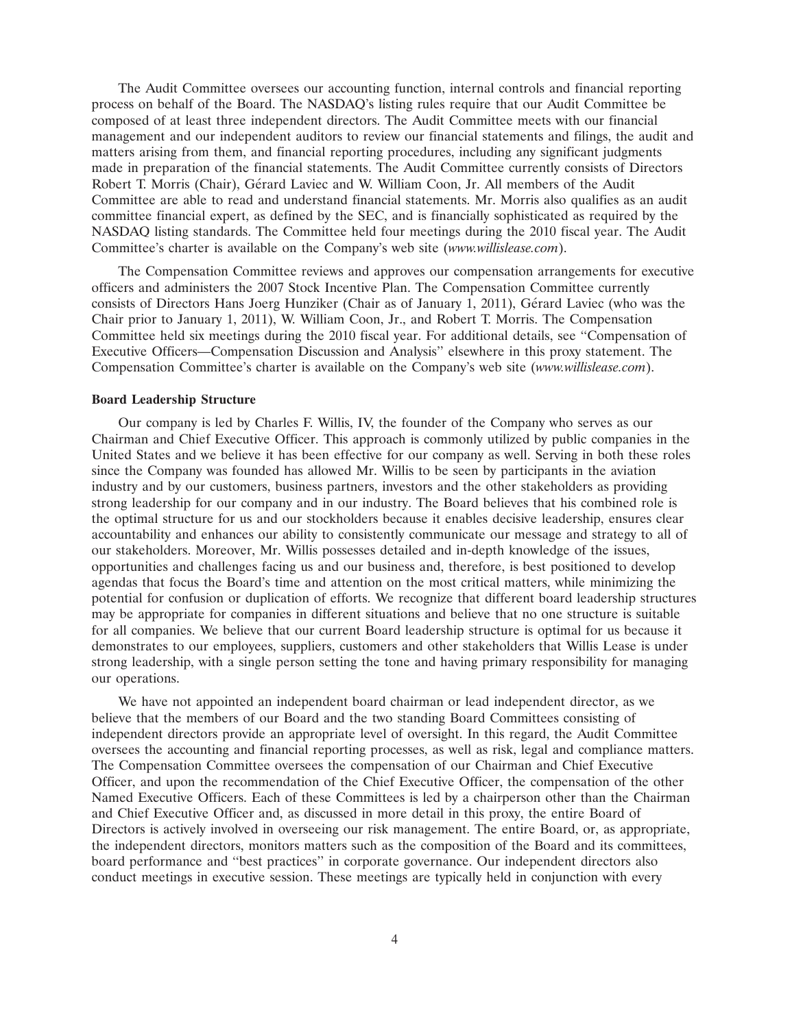The Audit Committee oversees our accounting function, internal controls and financial reporting process on behalf of the Board. The NASDAQ's listing rules require that our Audit Committee be composed of at least three independent directors. The Audit Committee meets with our financial management and our independent auditors to review our financial statements and filings, the audit and matters arising from them, and financial reporting procedures, including any significant judgments made in preparation of the financial statements. The Audit Committee currently consists of Directors Robert T. Morris (Chair), Gérard Laviec and W. William Coon, Jr. All members of the Audit Committee are able to read and understand financial statements. Mr. Morris also qualifies as an audit committee financial expert, as defined by the SEC, and is financially sophisticated as required by the NASDAQ listing standards. The Committee held four meetings during the 2010 fiscal year. The Audit Committee's charter is available on the Company's web site (*www.willislease.com*).

The Compensation Committee reviews and approves our compensation arrangements for executive officers and administers the 2007 Stock Incentive Plan. The Compensation Committee currently consists of Directors Hans Joerg Hunziker (Chair as of January 1, 2011), Gérard Laviec (who was the Chair prior to January 1, 2011), W. William Coon, Jr., and Robert T. Morris. The Compensation Committee held six meetings during the 2010 fiscal year. For additional details, see "Compensation of Executive Officers—Compensation Discussion and Analysis" elsewhere in this proxy statement. The Compensation Committee's charter is available on the Company's web site (*www.willislease.com*).

**Board Leadership Structure**

Our company is led by Charles F. Willis, IV, the founder of the Company who serves as our Chairman and Chief Executive Officer. This approach is commonly utilized by public companies in the United States and we believe it has been effective for our company as well. Serving in both these roles since the Company was founded has allowed Mr. Willis to be seen by participants in the aviation industry and by our customers, business partners, investors and the other stakeholders as providing strong leadership for our company and in our industry. The Board believes that his combined role is the optimal structure for us and our stockholders because it enables decisive leadership, ensures clear accountability and enhances our ability to consistently communicate our message and strategy to all of our stakeholders. Moreover, Mr. Willis possesses detailed and in-depth knowledge of the issues, opportunities and challenges facing us and our business and, therefore, is best positioned to develop agendas that focus the Board's time and attention on the most critical matters, while minimizing the potential for confusion or duplication of efforts. We recognize that different board leadership structures may be appropriate for companies in different situations and believe that no one structure is suitable for all companies. We believe that our current Board leadership structure is optimal for us because it demonstrates to our employees, suppliers, customers and other stakeholders that Willis Lease is under strong leadership, with a single person setting the tone and having primary responsibility for managing our operations.

We have not appointed an independent board chairman or lead independent director, as we believe that the members of our Board and the two standing Board Committees consisting of independent directors provide an appropriate level of oversight. In this regard, the Audit Committee oversees the accounting and financial reporting processes, as well as risk, legal and compliance matters. The Compensation Committee oversees the compensation of our Chairman and Chief Executive Officer, and upon the recommendation of the Chief Executive Officer, the compensation of the other Named Executive Officers. Each of these Committees is led by a chairperson other than the Chairman and Chief Executive Officer and, as discussed in more detail in this proxy, the entire Board of Directors is actively involved in overseeing our risk management. The entire Board, or, as appropriate, the independent directors, monitors matters such as the composition of the Board and its committees, board performance and "best practices" in corporate governance. Our independent directors also conduct meetings in executive session. These meetings are typically held in conjunction with every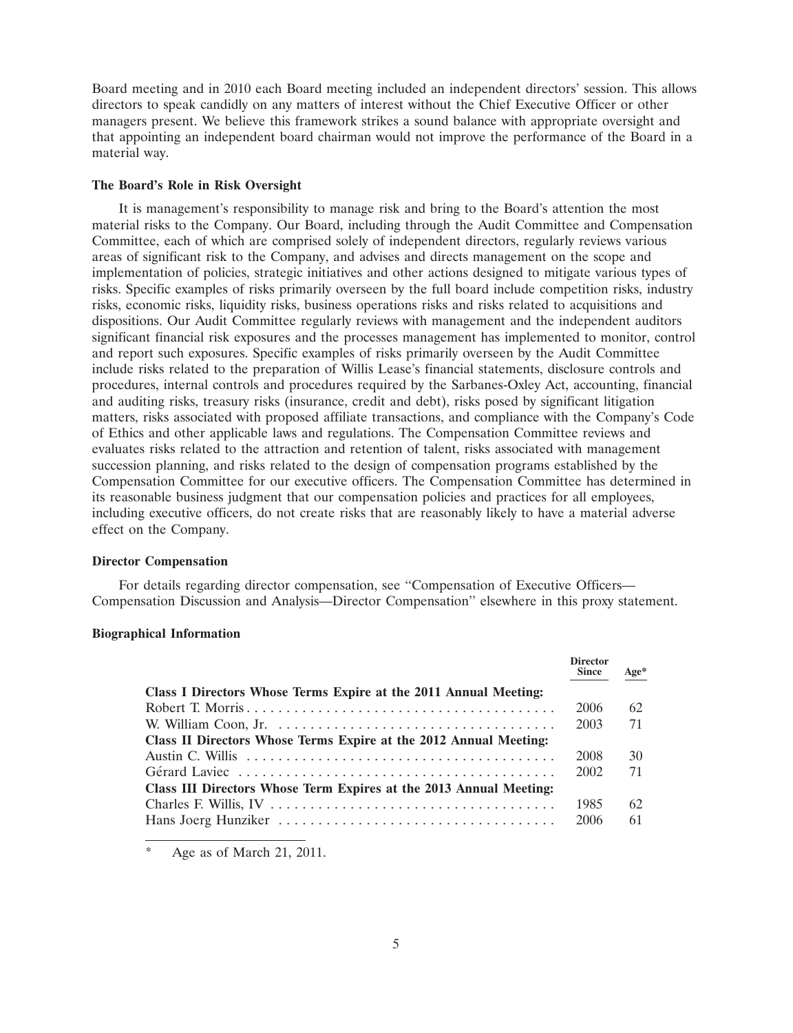Board meeting and in 2010 each Board meeting included an independent directors' session. This allows directors to speak candidly on any matters of interest without the Chief Executive Officer or other managers present. We believe this framework strikes a sound balance with appropriate oversight and that appointing an independent board chairman would not improve the performance of the Board in a material way.

### The Board's Role in Risk Oversight

It is management's responsibility to manage risk and bring to the Board's attention the most material risks to the Company. Our Board, including through the Audit Committee and Compensation Committee, each of which are comprised solely of independent directors, regularly reviews various areas of significant risk to the Company, and advises and directs management on the scope and implementation of policies, strategic initiatives and other actions designed to mitigate various types of risks. Specific examples of risks primarily overseen by the full board include competition risks, industry risks, economic risks, liquidity risks, business operations risks and risks related to acquisitions and dispositions. Our Audit Committee regularly reviews with management and the independent auditors significant financial risk exposures and the processes management has implemented to monitor, control and report such exposures. Specific examples of risks primarily overseen by the Audit Committee include risks related to the preparation of Willis Lease's financial statements, disclosure controls and procedures, internal controls and procedures required by the Sarbanes-Oxley Act, accounting, financial and auditing risks, treasury risks (insurance, credit and debt), risks posed by significant litigation matters, risks associated with proposed affiliate transactions, and compliance with the Company's Code of Ethics and other applicable laws and regulations. The Compensation Committee reviews and evaluates risks related to the attraction and retention of talent, risks associated with management succession planning, and risks related to the design of compensation programs established by the Compensation Committee for our executive officers. The Compensation Committee has determined in its reasonable business judgment that our compensation policies and practices for all employees, including executive officers, do not create risks that are reasonably likely to have a material adverse effect on the Company.

### Director Compensation

For details regarding director compensation, see "Compensation of Executive Officers—Compensation Discussion and Analysis—Director Compensation" elsewhere in this proxy statement.

### Biographical Information

| | Director Since | Age* |
|---|---|---|
| **Class I Directors Whose Terms Expire at the 2011 Annual Meeting:** | | |
| Robert T. Morris | 2006 | 62 |
| W. William Coon, Jr. | 2003 | 71 |
| **Class II Directors Whose Terms Expire at the 2012 Annual Meeting:** | | |
| Austin C. Willis | 2008 | 30 |
| Gérard Laviec | 2002 | 71 |
| **Class III Directors Whose Term Expires at the 2013 Annual Meeting:** | | |
| Charles F. Willis, IV | 1985 | 62 |
| Hans Joerg Hunziker | 2006 | 61 |

\* Age as of March 21, 2011.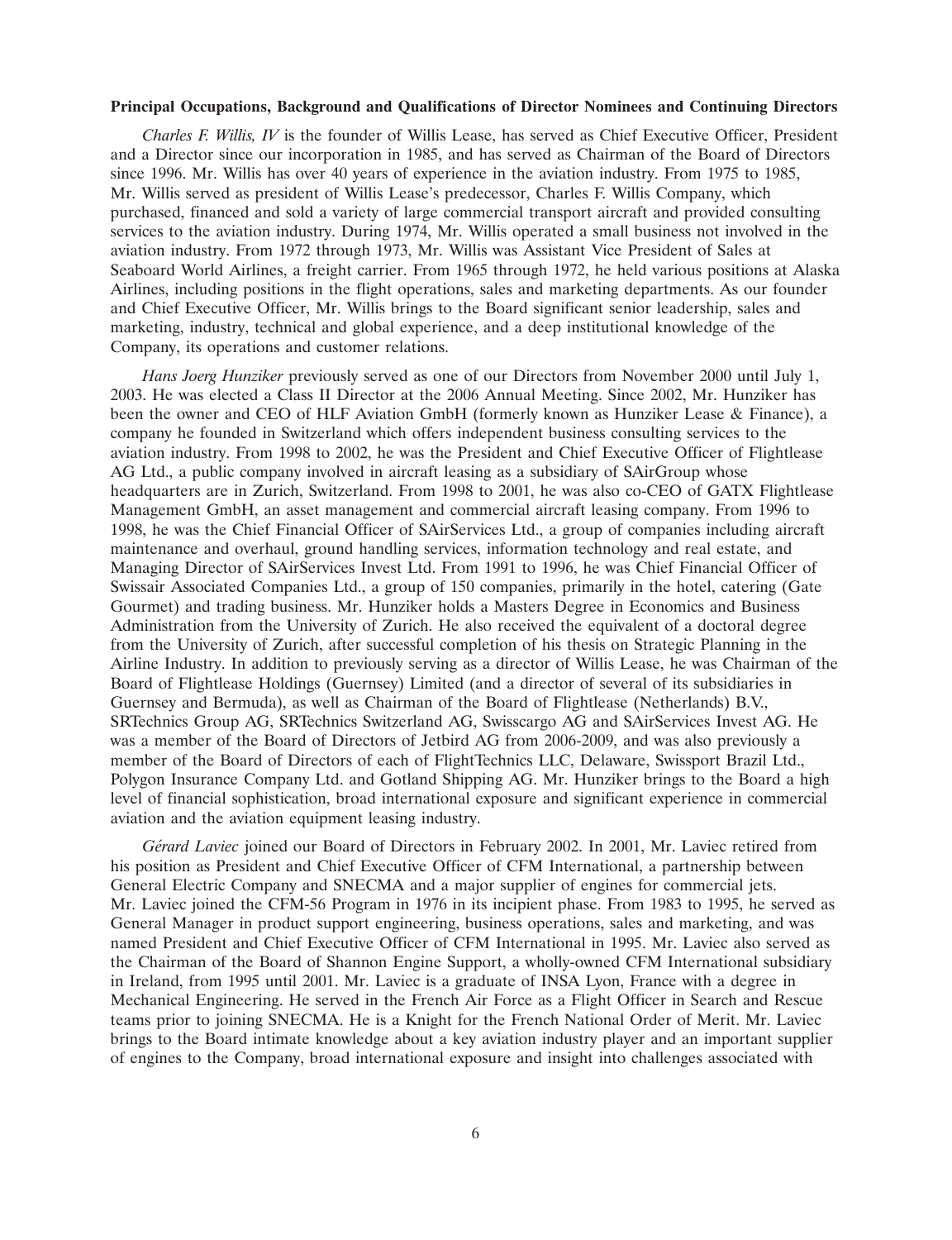**Principal Occupations, Background and Qualifications of Director Nominees and Continuing Directors**

*Charles F. Willis, IV* is the founder of Willis Lease, has served as Chief Executive Officer, President and a Director since our incorporation in 1985, and has served as Chairman of the Board of Directors since 1996. Mr. Willis has over 40 years of experience in the aviation industry. From 1975 to 1985, Mr. Willis served as president of Willis Lease's predecessor, Charles F. Willis Company, which purchased, financed and sold a variety of large commercial transport aircraft and provided consulting services to the aviation industry. During 1974, Mr. Willis operated a small business not involved in the aviation industry. From 1972 through 1973, Mr. Willis was Assistant Vice President of Sales at Seaboard World Airlines, a freight carrier. From 1965 through 1972, he held various positions at Alaska Airlines, including positions in the flight operations, sales and marketing departments. As our founder and Chief Executive Officer, Mr. Willis brings to the Board significant senior leadership, sales and marketing, industry, technical and global experience, and a deep institutional knowledge of the Company, its operations and customer relations.

*Hans Joerg Hunziker* previously served as one of our Directors from November 2000 until July 1, 2003. He was elected a Class II Director at the 2006 Annual Meeting. Since 2002, Mr. Hunziker has been the owner and CEO of HLF Aviation GmbH (formerly known as Hunziker Lease & Finance), a company he founded in Switzerland which offers independent business consulting services to the aviation industry. From 1998 to 2002, he was the President and Chief Executive Officer of Flightlease AG Ltd., a public company involved in aircraft leasing as a subsidiary of SAirGroup whose headquarters are in Zurich, Switzerland. From 1998 to 2001, he was also co-CEO of GATX Flightlease Management GmbH, an asset management and commercial aircraft leasing company. From 1996 to 1998, he was the Chief Financial Officer of SAirServices Ltd., a group of companies including aircraft maintenance and overhaul, ground handling services, information technology and real estate, and Managing Director of SAirServices Invest Ltd. From 1991 to 1996, he was Chief Financial Officer of Swissair Associated Companies Ltd., a group of 150 companies, primarily in the hotel, catering (Gate Gourmet) and trading business. Mr. Hunziker holds a Masters Degree in Economics and Business Administration from the University of Zurich. He also received the equivalent of a doctoral degree from the University of Zurich, after successful completion of his thesis on Strategic Planning in the Airline Industry. In addition to previously serving as a director of Willis Lease, he was Chairman of the Board of Flightlease Holdings (Guernsey) Limited (and a director of several of its subsidiaries in Guernsey and Bermuda), as well as Chairman of the Board of Flightlease (Netherlands) B.V., SRTechnics Group AG, SRTechnics Switzerland AG, Swisscargo AG and SAirServices Invest AG. He was a member of the Board of Directors of Jetbird AG from 2006-2009, and was also previously a member of the Board of Directors of each of FlightTechnics LLC, Delaware, Swissport Brazil Ltd., Polygon Insurance Company Ltd. and Gotland Shipping AG. Mr. Hunziker brings to the Board a high level of financial sophistication, broad international exposure and significant experience in commercial aviation and the aviation equipment leasing industry.

*Gérard Laviec* joined our Board of Directors in February 2002. In 2001, Mr. Laviec retired from his position as President and Chief Executive Officer of CFM International, a partnership between General Electric Company and SNECMA and a major supplier of engines for commercial jets. Mr. Laviec joined the CFM-56 Program in 1976 in its incipient phase. From 1983 to 1995, he served as General Manager in product support engineering, business operations, sales and marketing, and was named President and Chief Executive Officer of CFM International in 1995. Mr. Laviec also served as the Chairman of the Board of Shannon Engine Support, a wholly-owned CFM International subsidiary in Ireland, from 1995 until 2001. Mr. Laviec is a graduate of INSA Lyon, France with a degree in Mechanical Engineering. He served in the French Air Force as a Flight Officer in Search and Rescue teams prior to joining SNECMA. He is a Knight for the French National Order of Merit. Mr. Laviec brings to the Board intimate knowledge about a key aviation industry player and an important supplier of engines to the Company, broad international exposure and insight into challenges associated with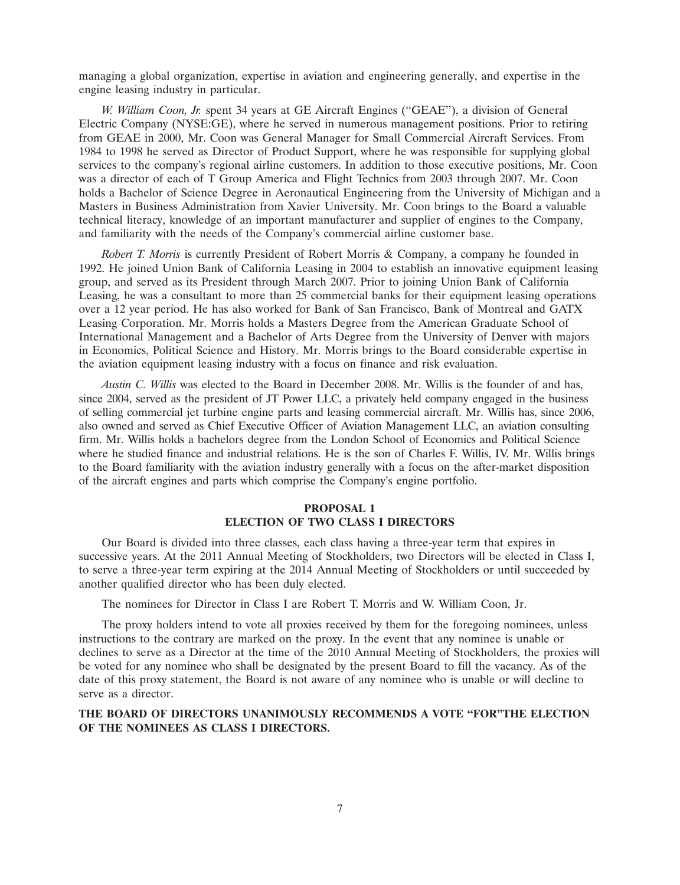managing a global organization, expertise in aviation and engineering generally, and expertise in the engine leasing industry in particular.

*W. William Coon, Jr.* spent 34 years at GE Aircraft Engines ("GEAE"), a division of General Electric Company (NYSE:GE), where he served in numerous management positions. Prior to retiring from GEAE in 2000, Mr. Coon was General Manager for Small Commercial Aircraft Services. From 1984 to 1998 he served as Director of Product Support, where he was responsible for supplying global services to the company's regional airline customers. In addition to those executive positions, Mr. Coon was a director of each of T Group America and Flight Technics from 2003 through 2007. Mr. Coon holds a Bachelor of Science Degree in Aeronautical Engineering from the University of Michigan and a Masters in Business Administration from Xavier University. Mr. Coon brings to the Board a valuable technical literacy, knowledge of an important manufacturer and supplier of engines to the Company, and familiarity with the needs of the Company's commercial airline customer base.

*Robert T. Morris* is currently President of Robert Morris & Company, a company he founded in 1992. He joined Union Bank of California Leasing in 2004 to establish an innovative equipment leasing group, and served as its President through March 2007. Prior to joining Union Bank of California Leasing, he was a consultant to more than 25 commercial banks for their equipment leasing operations over a 12 year period. He has also worked for Bank of San Francisco, Bank of Montreal and GATX Leasing Corporation. Mr. Morris holds a Masters Degree from the American Graduate School of International Management and a Bachelor of Arts Degree from the University of Denver with majors in Economics, Political Science and History. Mr. Morris brings to the Board considerable expertise in the aviation equipment leasing industry with a focus on finance and risk evaluation.

*Austin C. Willis* was elected to the Board in December 2008. Mr. Willis is the founder of and has, since 2004, served as the president of JT Power LLC, a privately held company engaged in the business of selling commercial jet turbine engine parts and leasing commercial aircraft. Mr. Willis has, since 2006, also owned and served as Chief Executive Officer of Aviation Management LLC, an aviation consulting firm. Mr. Willis holds a bachelors degree from the London School of Economics and Political Science where he studied finance and industrial relations. He is the son of Charles F. Willis, IV. Mr. Willis brings to the Board familiarity with the aviation industry generally with a focus on the after-market disposition of the aircraft engines and parts which comprise the Company's engine portfolio.

## PROPOSAL 1
## ELECTION OF TWO CLASS I DIRECTORS

Our Board is divided into three classes, each class having a three-year term that expires in successive years. At the 2011 Annual Meeting of Stockholders, two Directors will be elected in Class I, to serve a three-year term expiring at the 2014 Annual Meeting of Stockholders or until succeeded by another qualified director who has been duly elected.

The nominees for Director in Class I are Robert T. Morris and W. William Coon, Jr.

The proxy holders intend to vote all proxies received by them for the foregoing nominees, unless instructions to the contrary are marked on the proxy. In the event that any nominee is unable or declines to serve as a Director at the time of the 2010 Annual Meeting of Stockholders, the proxies will be voted for any nominee who shall be designated by the present Board to fill the vacancy. As of the date of this proxy statement, the Board is not aware of any nominee who is unable or will decline to serve as a director.

**THE BOARD OF DIRECTORS UNANIMOUSLY RECOMMENDS A VOTE "FOR"THE ELECTION OF THE NOMINEES AS CLASS I DIRECTORS.**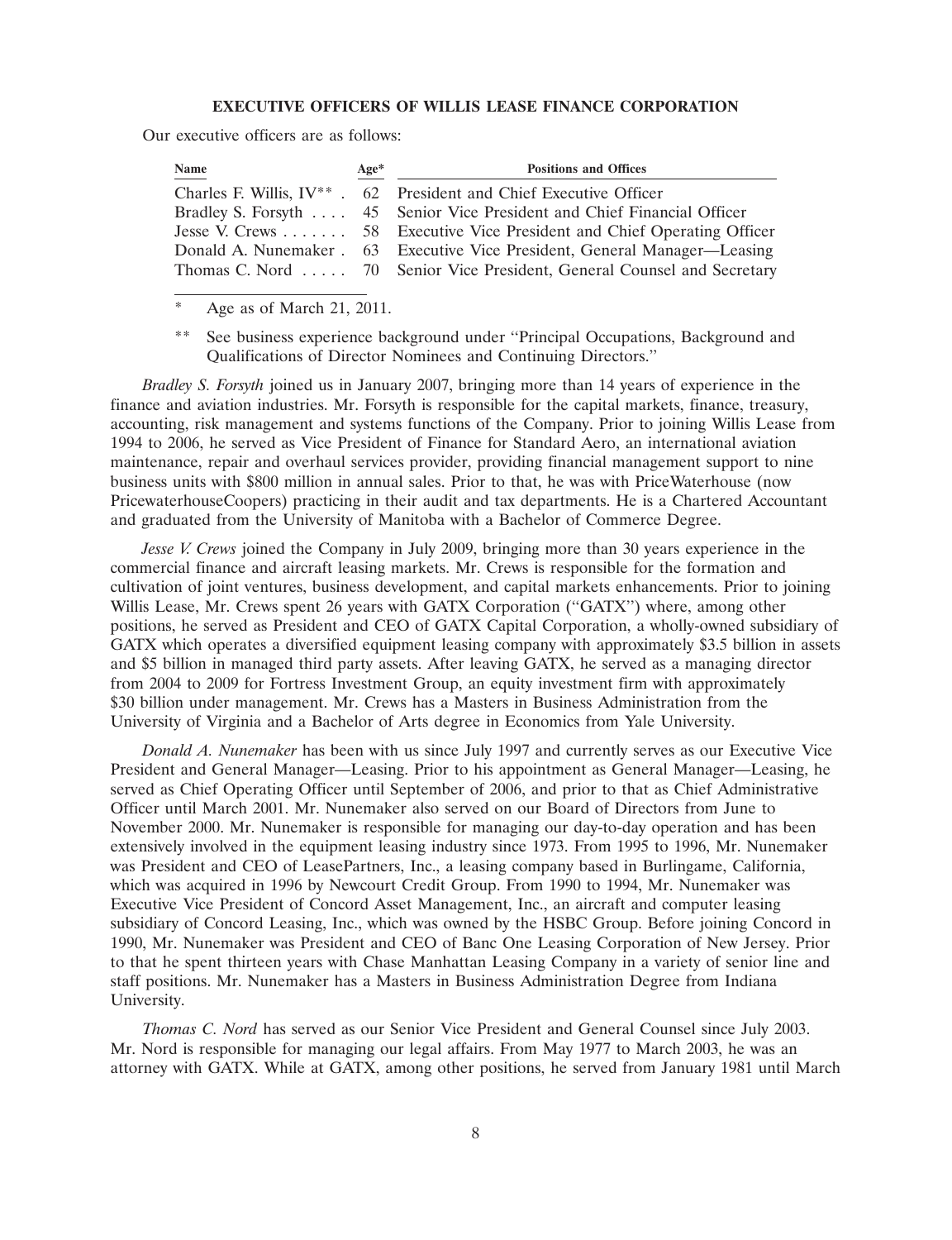## EXECUTIVE OFFICERS OF WILLIS LEASE FINANCE CORPORATION

Our executive officers are as follows:

| Name | Age* | Positions and Offices |
|---|---|---|
| Charles F. Willis, IV** | 62 | President and Chief Executive Officer |
| Bradley S. Forsyth | 45 | Senior Vice President and Chief Financial Officer |
| Jesse V. Crews | 58 | Executive Vice President and Chief Operating Officer |
| Donald A. Nunemaker | 63 | Executive Vice President, General Manager—Leasing |
| Thomas C. Nord | 70 | Senior Vice President, General Counsel and Secretary |

\* Age as of March 21, 2011.

\*\* See business experience background under ''Principal Occupations, Background and Qualifications of Director Nominees and Continuing Directors.''

*Bradley S. Forsyth* joined us in January 2007, bringing more than 14 years of experience in the finance and aviation industries. Mr. Forsyth is responsible for the capital markets, finance, treasury, accounting, risk management and systems functions of the Company. Prior to joining Willis Lease from 1994 to 2006, he served as Vice President of Finance for Standard Aero, an international aviation maintenance, repair and overhaul services provider, providing financial management support to nine business units with $800 million in annual sales. Prior to that, he was with PriceWaterhouse (now PricewaterhouseCoopers) practicing in their audit and tax departments. He is a Chartered Accountant and graduated from the University of Manitoba with a Bachelor of Commerce Degree.

*Jesse V. Crews* joined the Company in July 2009, bringing more than 30 years experience in the commercial finance and aircraft leasing markets. Mr. Crews is responsible for the formation and cultivation of joint ventures, business development, and capital markets enhancements. Prior to joining Willis Lease, Mr. Crews spent 26 years with GATX Corporation (''GATX'') where, among other positions, he served as President and CEO of GATX Capital Corporation, a wholly-owned subsidiary of GATX which operates a diversified equipment leasing company with approximately $3.5 billion in assets and $5 billion in managed third party assets. After leaving GATX, he served as a managing director from 2004 to 2009 for Fortress Investment Group, an equity investment firm with approximately $30 billion under management. Mr. Crews has a Masters in Business Administration from the University of Virginia and a Bachelor of Arts degree in Economics from Yale University.

*Donald A. Nunemaker* has been with us since July 1997 and currently serves as our Executive Vice President and General Manager—Leasing. Prior to his appointment as General Manager—Leasing, he served as Chief Operating Officer until September of 2006, and prior to that as Chief Administrative Officer until March 2001. Mr. Nunemaker also served on our Board of Directors from June to November 2000. Mr. Nunemaker is responsible for managing our day-to-day operation and has been extensively involved in the equipment leasing industry since 1973. From 1995 to 1996, Mr. Nunemaker was President and CEO of LeasePartners, Inc., a leasing company based in Burlingame, California, which was acquired in 1996 by Newcourt Credit Group. From 1990 to 1994, Mr. Nunemaker was Executive Vice President of Concord Asset Management, Inc., an aircraft and computer leasing subsidiary of Concord Leasing, Inc., which was owned by the HSBC Group. Before joining Concord in 1990, Mr. Nunemaker was President and CEO of Banc One Leasing Corporation of New Jersey. Prior to that he spent thirteen years with Chase Manhattan Leasing Company in a variety of senior line and staff positions. Mr. Nunemaker has a Masters in Business Administration Degree from Indiana University.

*Thomas C. Nord* has served as our Senior Vice President and General Counsel since July 2003. Mr. Nord is responsible for managing our legal affairs. From May 1977 to March 2003, he was an attorney with GATX. While at GATX, among other positions, he served from January 1981 until March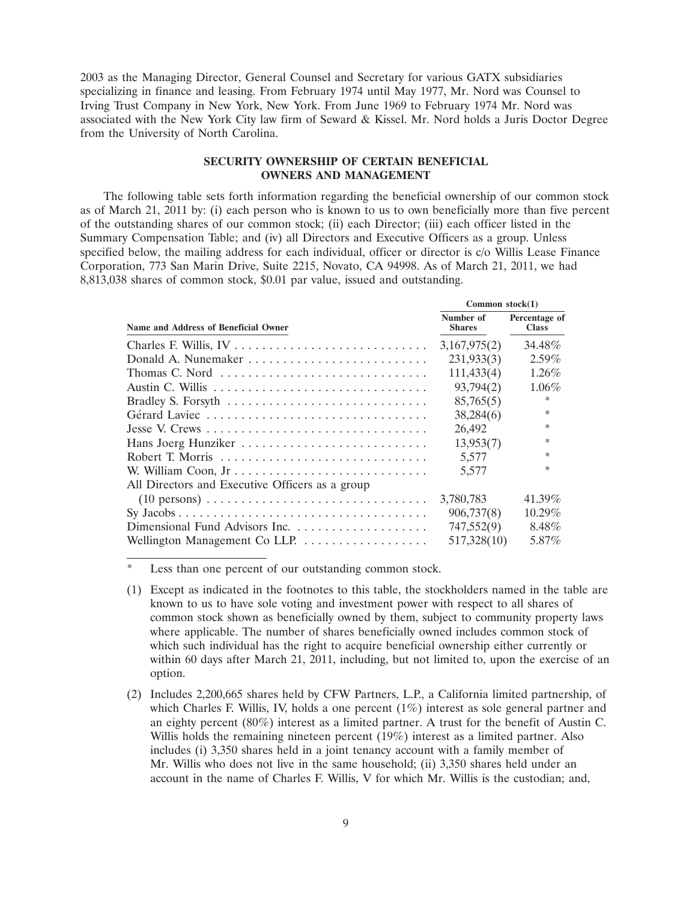2003 as the Managing Director, General Counsel and Secretary for various GATX subsidiaries specializing in finance and leasing. From February 1974 until May 1977, Mr. Nord was Counsel to Irving Trust Company in New York, New York. From June 1969 to February 1974 Mr. Nord was associated with the New York City law firm of Seward & Kissel. Mr. Nord holds a Juris Doctor Degree from the University of North Carolina.

## SECURITY OWNERSHIP OF CERTAIN BENEFICIAL OWNERS AND MANAGEMENT

The following table sets forth information regarding the beneficial ownership of our common stock as of March 21, 2011 by: (i) each person who is known to us to own beneficially more than five percent of the outstanding shares of our common stock; (ii) each Director; (iii) each officer listed in the Summary Compensation Table; and (iv) all Directors and Executive Officers as a group. Unless specified below, the mailing address for each individual, officer or director is c/o Willis Lease Finance Corporation, 773 San Marin Drive, Suite 2215, Novato, CA 94998. As of March 21, 2011, we had 8,813,038 shares of common stock, $0.01 par value, issued and outstanding.

| | Common stock(1) | |
|---|---|---|
| **Name and Address of Beneficial Owner** | **Number of Shares** | **Percentage of Class** |
| Charles F. Willis, IV | 3,167,975(2) | 34.48% |
| Donald A. Nunemaker | 231,933(3) | 2.59% |
| Thomas C. Nord | 111,433(4) | 1.26% |
| Austin C. Willis | 93,794(2) | 1.06% |
| Bradley S. Forsyth | 85,765(5) | * |
| Gérard Laviec | 38,284(6) | * |
| Jesse V. Crews | 26,492 | * |
| Hans Joerg Hunziker | 13,953(7) | * |
| Robert T. Morris | 5,577 | * |
| W. William Coon, Jr | 5,577 | * |
| All Directors and Executive Officers as a group (10 persons) | 3,780,783 | 41.39% |
| Sy Jacobs | 906,737(8) | 10.29% |
| Dimensional Fund Advisors Inc. | 747,552(9) | 8.48% |
| Wellington Management Co LLP. | 517,328(10) | 5.87% |

\* Less than one percent of our outstanding common stock.

(1) Except as indicated in the footnotes to this table, the stockholders named in the table are known to us to have sole voting and investment power with respect to all shares of common stock shown as beneficially owned by them, subject to community property laws where applicable. The number of shares beneficially owned includes common stock of which such individual has the right to acquire beneficial ownership either currently or within 60 days after March 21, 2011, including, but not limited to, upon the exercise of an option.

(2) Includes 2,200,665 shares held by CFW Partners, L.P., a California limited partnership, of which Charles F. Willis, IV, holds a one percent (1%) interest as sole general partner and an eighty percent (80%) interest as a limited partner. A trust for the benefit of Austin C. Willis holds the remaining nineteen percent (19%) interest as a limited partner. Also includes (i) 3,350 shares held in a joint tenancy account with a family member of Mr. Willis who does not live in the same household; (ii) 3,350 shares held under an account in the name of Charles F. Willis, V for which Mr. Willis is the custodian; and,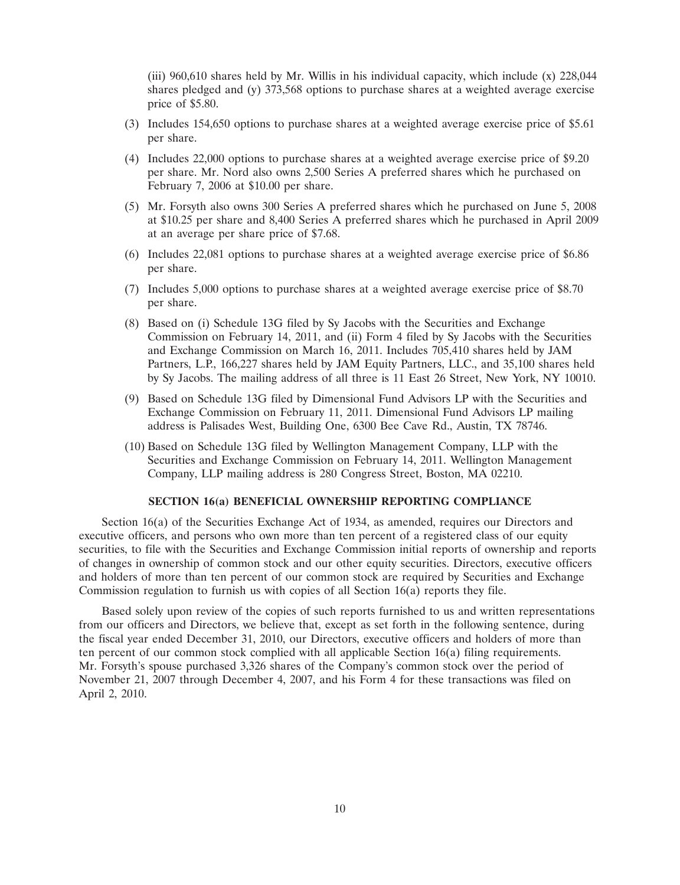(iii) 960,610 shares held by Mr. Willis in his individual capacity, which include (x) 228,044 shares pledged and (y) 373,568 options to purchase shares at a weighted average exercise price of $5.80.

(3) Includes 154,650 options to purchase shares at a weighted average exercise price of $5.61 per share.

(4) Includes 22,000 options to purchase shares at a weighted average exercise price of $9.20 per share. Mr. Nord also owns 2,500 Series A preferred shares which he purchased on February 7, 2006 at $10.00 per share.

(5) Mr. Forsyth also owns 300 Series A preferred shares which he purchased on June 5, 2008 at $10.25 per share and 8,400 Series A preferred shares which he purchased in April 2009 at an average per share price of $7.68.

(6) Includes 22,081 options to purchase shares at a weighted average exercise price of $6.86 per share.

(7) Includes 5,000 options to purchase shares at a weighted average exercise price of $8.70 per share.

(8) Based on (i) Schedule 13G filed by Sy Jacobs with the Securities and Exchange Commission on February 14, 2011, and (ii) Form 4 filed by Sy Jacobs with the Securities and Exchange Commission on March 16, 2011. Includes 705,410 shares held by JAM Partners, L.P., 166,227 shares held by JAM Equity Partners, LLC., and 35,100 shares held by Sy Jacobs. The mailing address of all three is 11 East 26 Street, New York, NY 10010.

(9) Based on Schedule 13G filed by Dimensional Fund Advisors LP with the Securities and Exchange Commission on February 11, 2011. Dimensional Fund Advisors LP mailing address is Palisades West, Building One, 6300 Bee Cave Rd., Austin, TX 78746.

(10) Based on Schedule 13G filed by Wellington Management Company, LLP with the Securities and Exchange Commission on February 14, 2011. Wellington Management Company, LLP mailing address is 280 Congress Street, Boston, MA 02210.

## SECTION 16(a) BENEFICIAL OWNERSHIP REPORTING COMPLIANCE

Section 16(a) of the Securities Exchange Act of 1934, as amended, requires our Directors and executive officers, and persons who own more than ten percent of a registered class of our equity securities, to file with the Securities and Exchange Commission initial reports of ownership and reports of changes in ownership of common stock and our other equity securities. Directors, executive officers and holders of more than ten percent of our common stock are required by Securities and Exchange Commission regulation to furnish us with copies of all Section 16(a) reports they file.

Based solely upon review of the copies of such reports furnished to us and written representations from our officers and Directors, we believe that, except as set forth in the following sentence, during the fiscal year ended December 31, 2010, our Directors, executive officers and holders of more than ten percent of our common stock complied with all applicable Section 16(a) filing requirements. Mr. Forsyth's spouse purchased 3,326 shares of the Company's common stock over the period of November 21, 2007 through December 4, 2007, and his Form 4 for these transactions was filed on April 2, 2010.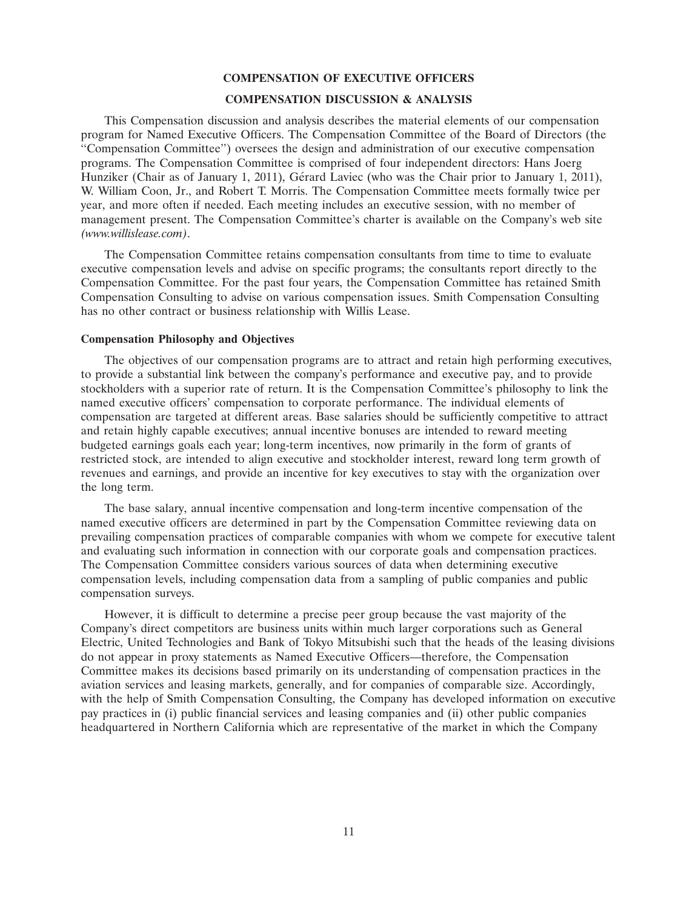## COMPENSATION OF EXECUTIVE OFFICERS

## COMPENSATION DISCUSSION & ANALYSIS

This Compensation discussion and analysis describes the material elements of our compensation program for Named Executive Officers. The Compensation Committee of the Board of Directors (the "Compensation Committee") oversees the design and administration of our executive compensation programs. The Compensation Committee is comprised of four independent directors: Hans Joerg Hunziker (Chair as of January 1, 2011), Gérard Laviec (who was the Chair prior to January 1, 2011), W. William Coon, Jr., and Robert T. Morris. The Compensation Committee meets formally twice per year, and more often if needed. Each meeting includes an executive session, with no member of management present. The Compensation Committee's charter is available on the Company's web site *(www.willislease.com)*.

The Compensation Committee retains compensation consultants from time to time to evaluate executive compensation levels and advise on specific programs; the consultants report directly to the Compensation Committee. For the past four years, the Compensation Committee has retained Smith Compensation Consulting to advise on various compensation issues. Smith Compensation Consulting has no other contract or business relationship with Willis Lease.

### Compensation Philosophy and Objectives

The objectives of our compensation programs are to attract and retain high performing executives, to provide a substantial link between the company's performance and executive pay, and to provide stockholders with a superior rate of return. It is the Compensation Committee's philosophy to link the named executive officers' compensation to corporate performance. The individual elements of compensation are targeted at different areas. Base salaries should be sufficiently competitive to attract and retain highly capable executives; annual incentive bonuses are intended to reward meeting budgeted earnings goals each year; long-term incentives, now primarily in the form of grants of restricted stock, are intended to align executive and stockholder interest, reward long term growth of revenues and earnings, and provide an incentive for key executives to stay with the organization over the long term.

The base salary, annual incentive compensation and long-term incentive compensation of the named executive officers are determined in part by the Compensation Committee reviewing data on prevailing compensation practices of comparable companies with whom we compete for executive talent and evaluating such information in connection with our corporate goals and compensation practices. The Compensation Committee considers various sources of data when determining executive compensation levels, including compensation data from a sampling of public companies and public compensation surveys.

However, it is difficult to determine a precise peer group because the vast majority of the Company's direct competitors are business units within much larger corporations such as General Electric, United Technologies and Bank of Tokyo Mitsubishi such that the heads of the leasing divisions do not appear in proxy statements as Named Executive Officers—therefore, the Compensation Committee makes its decisions based primarily on its understanding of compensation practices in the aviation services and leasing markets, generally, and for companies of comparable size. Accordingly, with the help of Smith Compensation Consulting, the Company has developed information on executive pay practices in (i) public financial services and leasing companies and (ii) other public companies headquartered in Northern California which are representative of the market in which the Company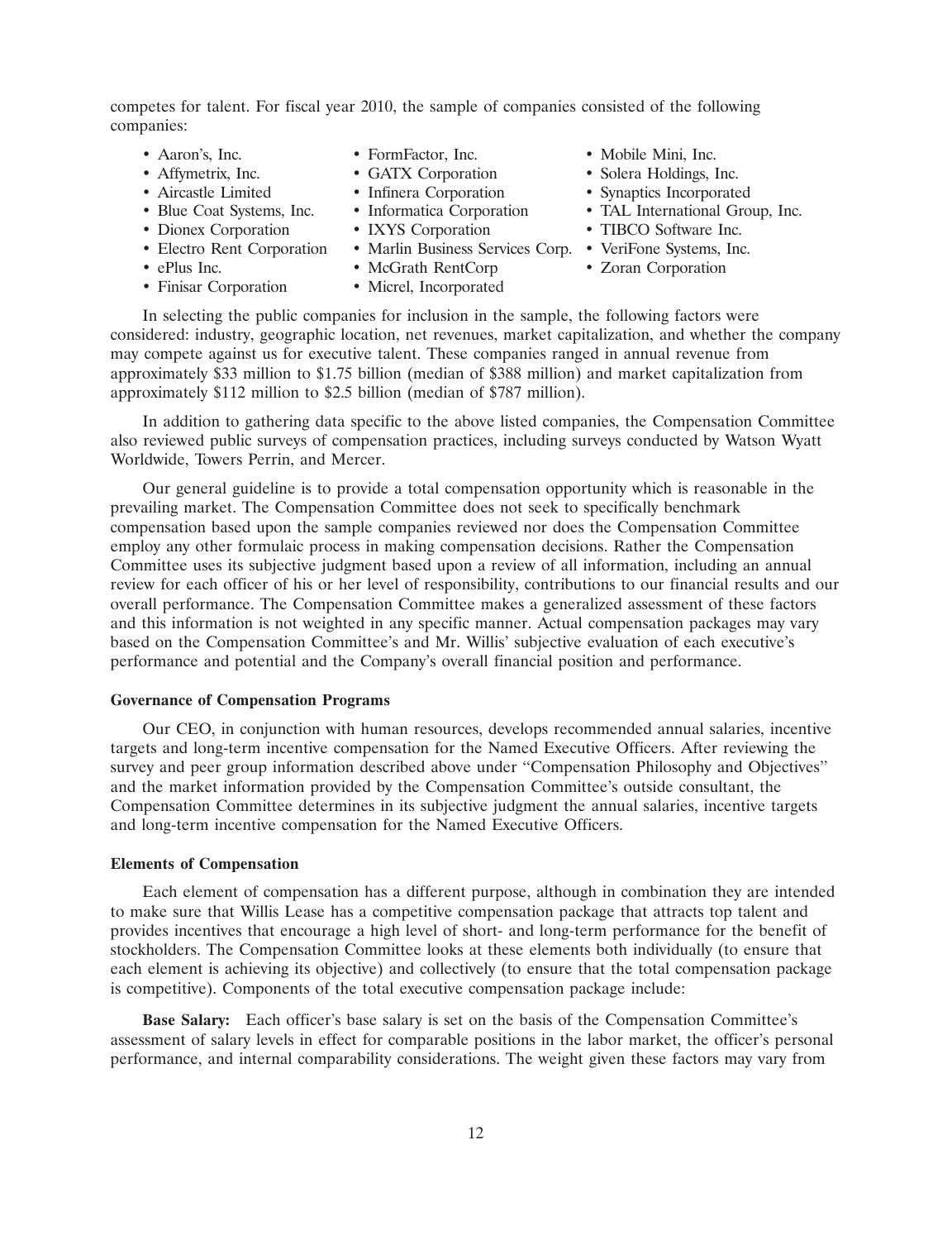competes for talent. For fiscal year 2010, the sample of companies consisted of the following companies:

- Aaron's, Inc.
- Affymetrix, Inc.
- Aircastle Limited
- Blue Coat Systems, Inc.
- Dionex Corporation
- Electro Rent Corporation
- ePlus Inc.
- Finisar Corporation
- FormFactor, Inc.
- GATX Corporation
- Infinera Corporation
- Informatica Corporation
- IXYS Corporation
- Marlin Business Services Corp.
- McGrath RentCorp
- Micrel, Incorporated
- Mobile Mini, Inc.
- Solera Holdings, Inc.
- Synaptics Incorporated
- TAL International Group, Inc.
- TIBCO Software Inc.
- VeriFone Systems, Inc.
- Zoran Corporation

In selecting the public companies for inclusion in the sample, the following factors were considered: industry, geographic location, net revenues, market capitalization, and whether the company may compete against us for executive talent. These companies ranged in annual revenue from approximately $33 million to $1.75 billion (median of $388 million) and market capitalization from approximately $112 million to $2.5 billion (median of $787 million).

In addition to gathering data specific to the above listed companies, the Compensation Committee also reviewed public surveys of compensation practices, including surveys conducted by Watson Wyatt Worldwide, Towers Perrin, and Mercer.

Our general guideline is to provide a total compensation opportunity which is reasonable in the prevailing market. The Compensation Committee does not seek to specifically benchmark compensation based upon the sample companies reviewed nor does the Compensation Committee employ any other formulaic process in making compensation decisions. Rather the Compensation Committee uses its subjective judgment based upon a review of all information, including an annual review for each officer of his or her level of responsibility, contributions to our financial results and our overall performance. The Compensation Committee makes a generalized assessment of these factors and this information is not weighted in any specific manner. Actual compensation packages may vary based on the Compensation Committee's and Mr. Willis' subjective evaluation of each executive's performance and potential and the Company's overall financial position and performance.

**Governance of Compensation Programs**

Our CEO, in conjunction with human resources, develops recommended annual salaries, incentive targets and long-term incentive compensation for the Named Executive Officers. After reviewing the survey and peer group information described above under "Compensation Philosophy and Objectives" and the market information provided by the Compensation Committee's outside consultant, the Compensation Committee determines in its subjective judgment the annual salaries, incentive targets and long-term incentive compensation for the Named Executive Officers.

**Elements of Compensation**

Each element of compensation has a different purpose, although in combination they are intended to make sure that Willis Lease has a competitive compensation package that attracts top talent and provides incentives that encourage a high level of short- and long-term performance for the benefit of stockholders. The Compensation Committee looks at these elements both individually (to ensure that each element is achieving its objective) and collectively (to ensure that the total compensation package is competitive). Components of the total executive compensation package include:

**Base Salary:** Each officer's base salary is set on the basis of the Compensation Committee's assessment of salary levels in effect for comparable positions in the labor market, the officer's personal performance, and internal comparability considerations. The weight given these factors may vary from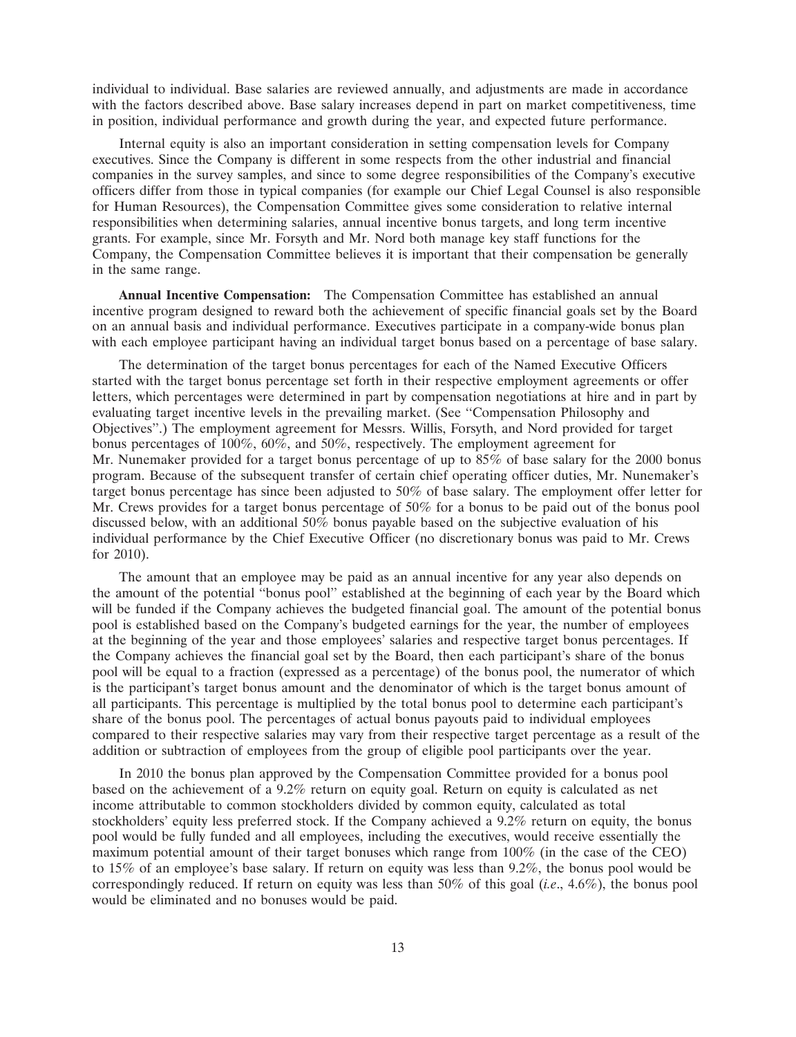individual to individual. Base salaries are reviewed annually, and adjustments are made in accordance with the factors described above. Base salary increases depend in part on market competitiveness, time in position, individual performance and growth during the year, and expected future performance.

Internal equity is also an important consideration in setting compensation levels for Company executives. Since the Company is different in some respects from the other industrial and financial companies in the survey samples, and since to some degree responsibilities of the Company's executive officers differ from those in typical companies (for example our Chief Legal Counsel is also responsible for Human Resources), the Compensation Committee gives some consideration to relative internal responsibilities when determining salaries, annual incentive bonus targets, and long term incentive grants. For example, since Mr. Forsyth and Mr. Nord both manage key staff functions for the Company, the Compensation Committee believes it is important that their compensation be generally in the same range.

**Annual Incentive Compensation:** The Compensation Committee has established an annual incentive program designed to reward both the achievement of specific financial goals set by the Board on an annual basis and individual performance. Executives participate in a company-wide bonus plan with each employee participant having an individual target bonus based on a percentage of base salary.

The determination of the target bonus percentages for each of the Named Executive Officers started with the target bonus percentage set forth in their respective employment agreements or offer letters, which percentages were determined in part by compensation negotiations at hire and in part by evaluating target incentive levels in the prevailing market. (See "Compensation Philosophy and Objectives".) The employment agreement for Messrs. Willis, Forsyth, and Nord provided for target bonus percentages of 100%, 60%, and 50%, respectively. The employment agreement for Mr. Nunemaker provided for a target bonus percentage of up to 85% of base salary for the 2000 bonus program. Because of the subsequent transfer of certain chief operating officer duties, Mr. Nunemaker's target bonus percentage has since been adjusted to 50% of base salary. The employment offer letter for Mr. Crews provides for a target bonus percentage of 50% for a bonus to be paid out of the bonus pool discussed below, with an additional 50% bonus payable based on the subjective evaluation of his individual performance by the Chief Executive Officer (no discretionary bonus was paid to Mr. Crews for 2010).

The amount that an employee may be paid as an annual incentive for any year also depends on the amount of the potential "bonus pool" established at the beginning of each year by the Board which will be funded if the Company achieves the budgeted financial goal. The amount of the potential bonus pool is established based on the Company's budgeted earnings for the year, the number of employees at the beginning of the year and those employees' salaries and respective target bonus percentages. If the Company achieves the financial goal set by the Board, then each participant's share of the bonus pool will be equal to a fraction (expressed as a percentage) of the bonus pool, the numerator of which is the participant's target bonus amount and the denominator of which is the target bonus amount of all participants. This percentage is multiplied by the total bonus pool to determine each participant's share of the bonus pool. The percentages of actual bonus payouts paid to individual employees compared to their respective salaries may vary from their respective target percentage as a result of the addition or subtraction of employees from the group of eligible pool participants over the year.

In 2010 the bonus plan approved by the Compensation Committee provided for a bonus pool based on the achievement of a 9.2% return on equity goal. Return on equity is calculated as net income attributable to common stockholders divided by common equity, calculated as total stockholders' equity less preferred stock. If the Company achieved a 9.2% return on equity, the bonus pool would be fully funded and all employees, including the executives, would receive essentially the maximum potential amount of their target bonuses which range from 100% (in the case of the CEO) to 15% of an employee's base salary. If return on equity was less than 9.2%, the bonus pool would be correspondingly reduced. If return on equity was less than 50% of this goal (*i.e*., 4.6%), the bonus pool would be eliminated and no bonuses would be paid.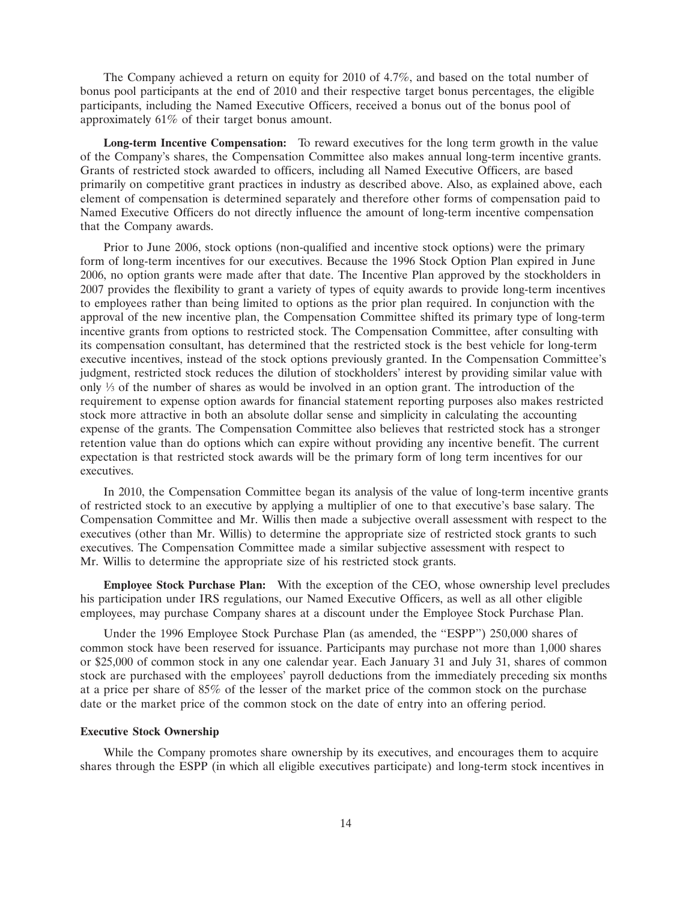The Company achieved a return on equity for 2010 of 4.7%, and based on the total number of bonus pool participants at the end of 2010 and their respective target bonus percentages, the eligible participants, including the Named Executive Officers, received a bonus out of the bonus pool of approximately 61% of their target bonus amount.

**Long-term Incentive Compensation:** To reward executives for the long term growth in the value of the Company's shares, the Compensation Committee also makes annual long-term incentive grants. Grants of restricted stock awarded to officers, including all Named Executive Officers, are based primarily on competitive grant practices in industry as described above. Also, as explained above, each element of compensation is determined separately and therefore other forms of compensation paid to Named Executive Officers do not directly influence the amount of long-term incentive compensation that the Company awards.

Prior to June 2006, stock options (non-qualified and incentive stock options) were the primary form of long-term incentives for our executives. Because the 1996 Stock Option Plan expired in June 2006, no option grants were made after that date. The Incentive Plan approved by the stockholders in 2007 provides the flexibility to grant a variety of types of equity awards to provide long-term incentives to employees rather than being limited to options as the prior plan required. In conjunction with the approval of the new incentive plan, the Compensation Committee shifted its primary type of long-term incentive grants from options to restricted stock. The Compensation Committee, after consulting with its compensation consultant, has determined that the restricted stock is the best vehicle for long-term executive incentives, instead of the stock options previously granted. In the Compensation Committee's judgment, restricted stock reduces the dilution of stockholders' interest by providing similar value with only ⅓ of the number of shares as would be involved in an option grant. The introduction of the requirement to expense option awards for financial statement reporting purposes also makes restricted stock more attractive in both an absolute dollar sense and simplicity in calculating the accounting expense of the grants. The Compensation Committee also believes that restricted stock has a stronger retention value than do options which can expire without providing any incentive benefit. The current expectation is that restricted stock awards will be the primary form of long term incentives for our executives.

In 2010, the Compensation Committee began its analysis of the value of long-term incentive grants of restricted stock to an executive by applying a multiplier of one to that executive's base salary. The Compensation Committee and Mr. Willis then made a subjective overall assessment with respect to the executives (other than Mr. Willis) to determine the appropriate size of restricted stock grants to such executives. The Compensation Committee made a similar subjective assessment with respect to Mr. Willis to determine the appropriate size of his restricted stock grants.

**Employee Stock Purchase Plan:** With the exception of the CEO, whose ownership level precludes his participation under IRS regulations, our Named Executive Officers, as well as all other eligible employees, may purchase Company shares at a discount under the Employee Stock Purchase Plan.

Under the 1996 Employee Stock Purchase Plan (as amended, the "ESPP") 250,000 shares of common stock have been reserved for issuance. Participants may purchase not more than 1,000 shares or $25,000 of common stock in any one calendar year. Each January 31 and July 31, shares of common stock are purchased with the employees' payroll deductions from the immediately preceding six months at a price per share of 85% of the lesser of the market price of the common stock on the purchase date or the market price of the common stock on the date of entry into an offering period.

**Executive Stock Ownership**

While the Company promotes share ownership by its executives, and encourages them to acquire shares through the ESPP (in which all eligible executives participate) and long-term stock incentives in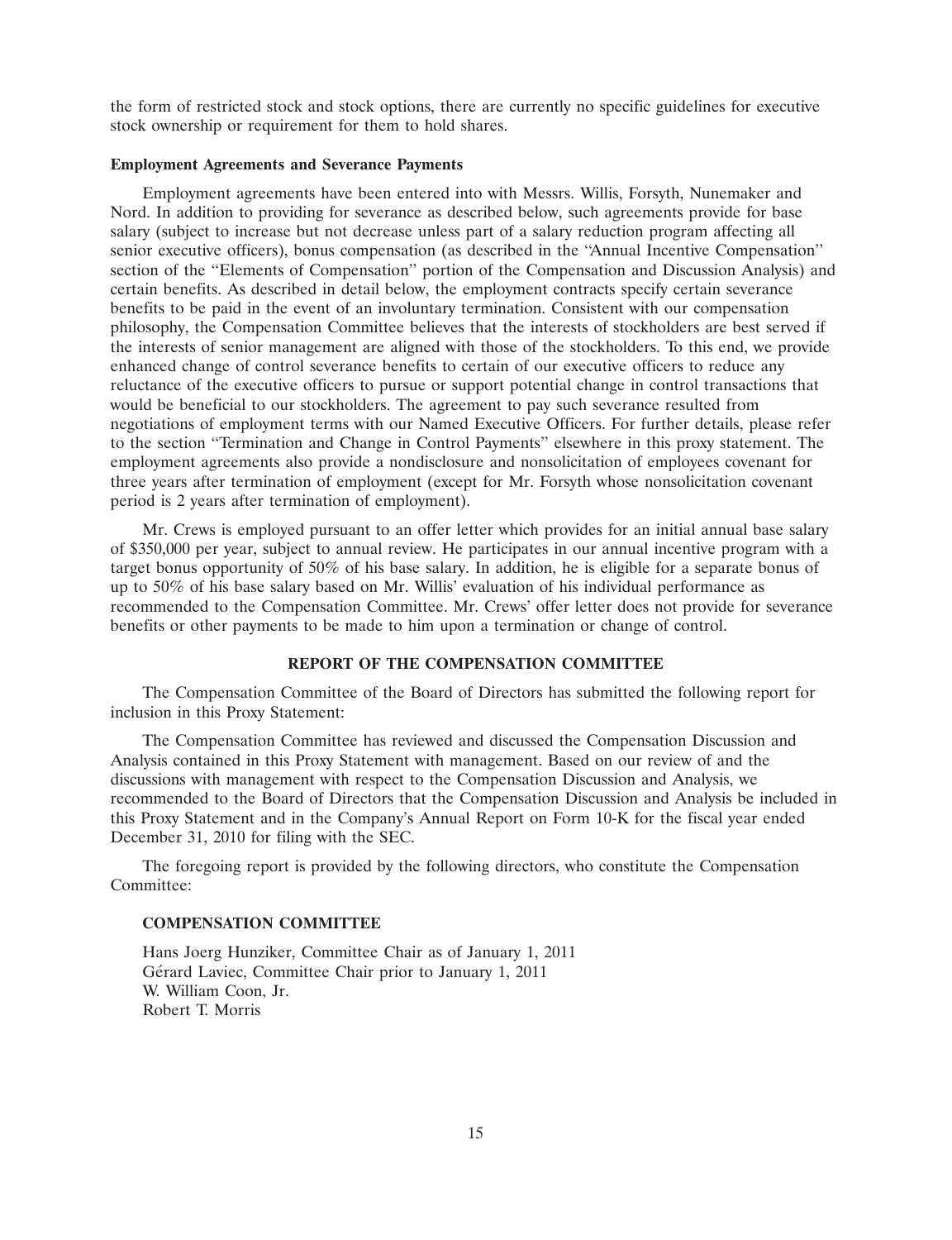the form of restricted stock and stock options, there are currently no specific guidelines for executive stock ownership or requirement for them to hold shares.

**Employment Agreements and Severance Payments**

Employment agreements have been entered into with Messrs. Willis, Forsyth, Nunemaker and Nord. In addition to providing for severance as described below, such agreements provide for base salary (subject to increase but not decrease unless part of a salary reduction program affecting all senior executive officers), bonus compensation (as described in the "Annual Incentive Compensation" section of the "Elements of Compensation" portion of the Compensation and Discussion Analysis) and certain benefits. As described in detail below, the employment contracts specify certain severance benefits to be paid in the event of an involuntary termination. Consistent with our compensation philosophy, the Compensation Committee believes that the interests of stockholders are best served if the interests of senior management are aligned with those of the stockholders. To this end, we provide enhanced change of control severance benefits to certain of our executive officers to reduce any reluctance of the executive officers to pursue or support potential change in control transactions that would be beneficial to our stockholders. The agreement to pay such severance resulted from negotiations of employment terms with our Named Executive Officers. For further details, please refer to the section "Termination and Change in Control Payments" elsewhere in this proxy statement. The employment agreements also provide a nondisclosure and nonsolicitation of employees covenant for three years after termination of employment (except for Mr. Forsyth whose nonsolicitation covenant period is 2 years after termination of employment).

Mr. Crews is employed pursuant to an offer letter which provides for an initial annual base salary of $350,000 per year, subject to annual review. He participates in our annual incentive program with a target bonus opportunity of 50% of his base salary. In addition, he is eligible for a separate bonus of up to 50% of his base salary based on Mr. Willis' evaluation of his individual performance as recommended to the Compensation Committee. Mr. Crews' offer letter does not provide for severance benefits or other payments to be made to him upon a termination or change of control.

## REPORT OF THE COMPENSATION COMMITTEE

The Compensation Committee of the Board of Directors has submitted the following report for inclusion in this Proxy Statement:

The Compensation Committee has reviewed and discussed the Compensation Discussion and Analysis contained in this Proxy Statement with management. Based on our review of and the discussions with management with respect to the Compensation Discussion and Analysis, we recommended to the Board of Directors that the Compensation Discussion and Analysis be included in this Proxy Statement and in the Company's Annual Report on Form 10-K for the fiscal year ended December 31, 2010 for filing with the SEC.

The foregoing report is provided by the following directors, who constitute the Compensation Committee:

**COMPENSATION COMMITTEE**

Hans Joerg Hunziker, Committee Chair as of January 1, 2011
Gérard Laviec, Committee Chair prior to January 1, 2011
W. William Coon, Jr.
Robert T. Morris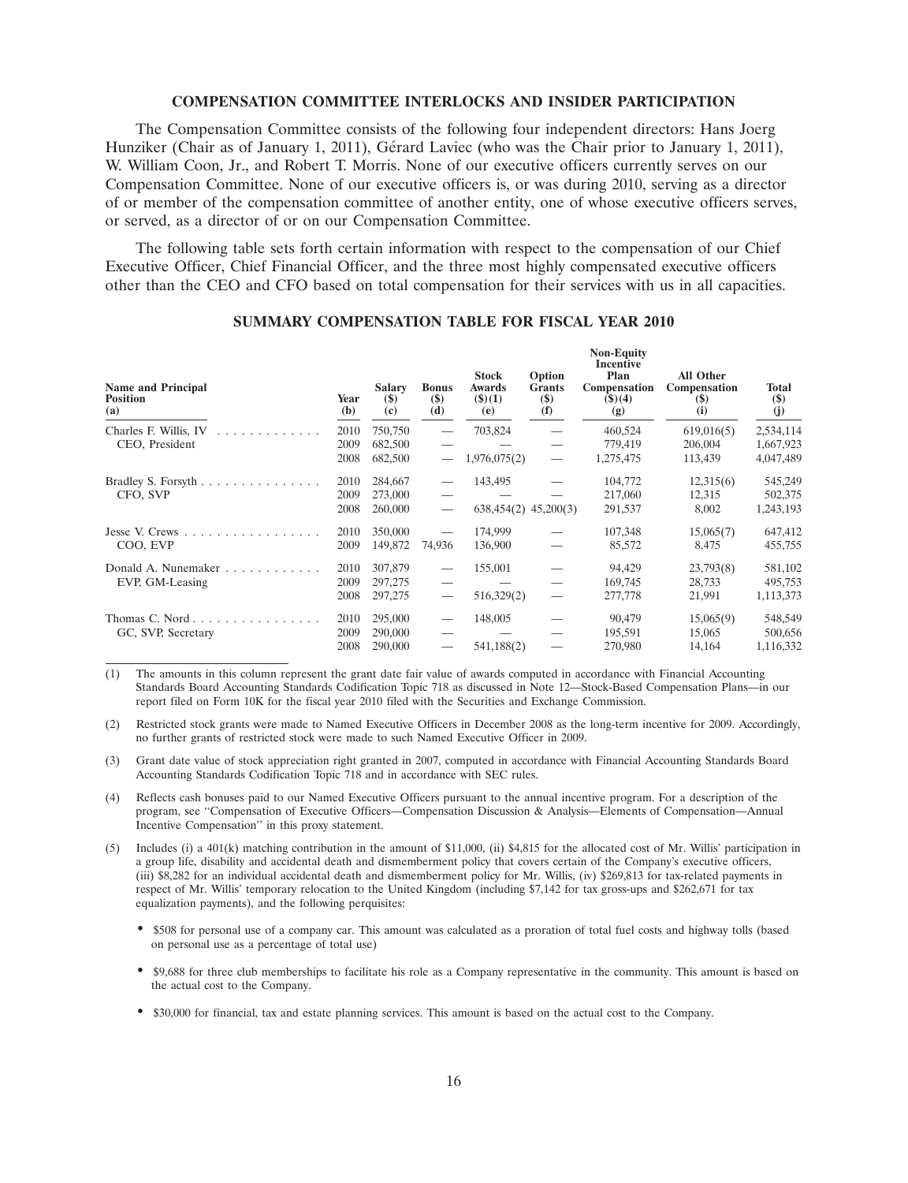## COMPENSATION COMMITTEE INTERLOCKS AND INSIDER PARTICIPATION

The Compensation Committee consists of the following four independent directors: Hans Joerg Hunziker (Chair as of January 1, 2011), Gérard Laviec (who was the Chair prior to January 1, 2011), W. William Coon, Jr., and Robert T. Morris. None of our executive officers currently serves on our Compensation Committee. None of our executive officers is, or was during 2010, serving as a director of or member of the compensation committee of another entity, one of whose executive officers serves, or served, as a director of or on our Compensation Committee.

The following table sets forth certain information with respect to the compensation of our Chief Executive Officer, Chief Financial Officer, and the three most highly compensated executive officers other than the CEO and CFO based on total compensation for their services with us in all capacities.

## SUMMARY COMPENSATION TABLE FOR FISCAL YEAR 2010

| Name and Principal Position (a) | Year (b) | Salary ($) (c) | Bonus ($) (d) | Stock Awards ($)(1) (e) | Option Grants ($) (f) | Non-Equity Incentive Plan Compensation ($)(4) (g) | All Other Compensation ($) (i) | Total ($) (j) |
|---|---|---|---|---|---|---|---|---|
| Charles F. Willis, IV | 2010 | 750,750 | — | 703,824 | — | 460,524 | 619,016(5) | 2,534,114 |
| CEO, President | 2009 | 682,500 | — | — | — | 779,419 | 206,004 | 1,667,923 |
| | 2008 | 682,500 | — | 1,976,075(2) | — | 1,275,475 | 113,439 | 4,047,489 |
| Bradley S. Forsyth | 2010 | 284,667 | — | 143,495 | — | 104,772 | 12,315(6) | 545,249 |
| CFO, SVP | 2009 | 273,000 | — | — | — | 217,060 | 12,315 | 502,375 |
| | 2008 | 260,000 | — | 638,454(2) | 45,200(3) | 291,537 | 8,002 | 1,243,193 |
| Jesse V. Crews | 2010 | 350,000 | — | 174,999 | — | 107,348 | 15,065(7) | 647,412 |
| COO, EVP | 2009 | 149,872 | 74,936 | 136,900 | — | 85,572 | 8,475 | 455,755 |
| Donald A. Nunemaker | 2010 | 307,879 | — | 155,001 | — | 94,429 | 23,793(8) | 581,102 |
| EVP, GM-Leasing | 2009 | 297,275 | — | — | — | 169,745 | 28,733 | 495,753 |
| | 2008 | 297,275 | — | 516,329(2) | — | 277,778 | 21,991 | 1,113,373 |
| Thomas C. Nord | 2010 | 295,000 | — | 148,005 | — | 90,479 | 15,065(9) | 548,549 |
| GC, SVP, Secretary | 2009 | 290,000 | — | — | — | 195,591 | 15,065 | 500,656 |
| | 2008 | 290,000 | — | 541,188(2) | — | 270,980 | 14,164 | 1,116,332 |

(1) The amounts in this column represent the grant date fair value of awards computed in accordance with Financial Accounting Standards Board Accounting Standards Codification Topic 718 as discussed in Note 12—Stock-Based Compensation Plans—in our report filed on Form 10K for the fiscal year 2010 filed with the Securities and Exchange Commission.

(2) Restricted stock grants were made to Named Executive Officers in December 2008 as the long-term incentive for 2009. Accordingly, no further grants of restricted stock were made to such Named Executive Officer in 2009.

(3) Grant date value of stock appreciation right granted in 2007, computed in accordance with Financial Accounting Standards Board Accounting Standards Codification Topic 718 and in accordance with SEC rules.

(4) Reflects cash bonuses paid to our Named Executive Officers pursuant to the annual incentive program. For a description of the program, see ''Compensation of Executive Officers—Compensation Discussion & Analysis—Elements of Compensation—Annual Incentive Compensation'' in this proxy statement.

(5) Includes (i) a 401(k) matching contribution in the amount of $11,000, (ii) $4,815 for the allocated cost of Mr. Willis' participation in a group life, disability and accidental death and dismemberment policy that covers certain of the Company's executive officers, (iii) $8,282 for an individual accidental death and dismemberment policy for Mr. Willis, (iv) $269,813 for tax-related payments in respect of Mr. Willis' temporary relocation to the United Kingdom (including $7,142 for tax gross-ups and $262,671 for tax equalization payments), and the following perquisites:

- $508 for personal use of a company car. This amount was calculated as a proration of total fuel costs and highway tolls (based on personal use as a percentage of total use)
- $9,688 for three club memberships to facilitate his role as a Company representative in the community. This amount is based on the actual cost to the Company.
- $30,000 for financial, tax and estate planning services. This amount is based on the actual cost to the Company.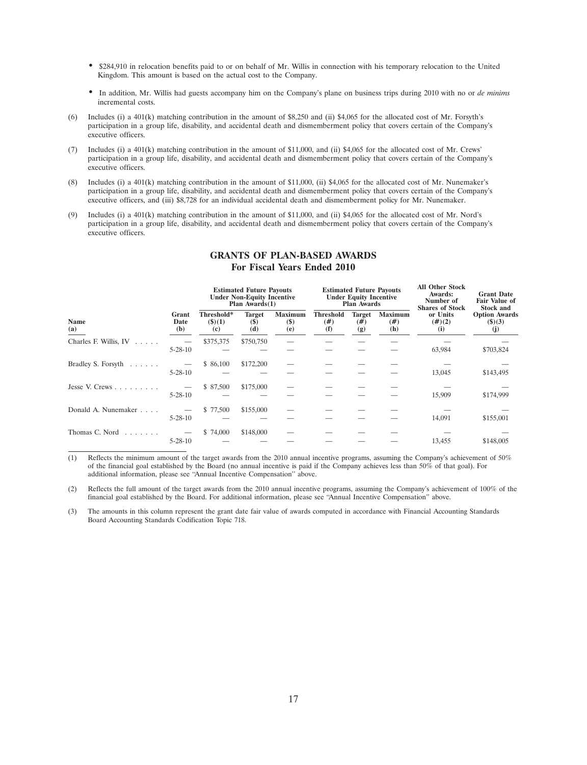- $284,910 in relocation benefits paid to or on behalf of Mr. Willis in connection with his temporary relocation to the United Kingdom. This amount is based on the actual cost to the Company.
- In addition, Mr. Willis had guests accompany him on the Company's plane on business trips during 2010 with no or *de minims* incremental costs.

(6) Includes (i) a 401(k) matching contribution in the amount of $8,250 and (ii) $4,065 for the allocated cost of Mr. Forsyth's participation in a group life, disability, and accidental death and dismemberment policy that covers certain of the Company's executive officers.

(7) Includes (i) a 401(k) matching contribution in the amount of $11,000, and (ii) $4,065 for the allocated cost of Mr. Crews' participation in a group life, disability, and accidental death and dismemberment policy that covers certain of the Company's executive officers.

(8) Includes (i) a 401(k) matching contribution in the amount of $11,000, (ii) $4,065 for the allocated cost of Mr. Nunemaker's participation in a group life, disability, and accidental death and dismemberment policy that covers certain of the Company's executive officers, and (iii) $8,728 for an individual accidental death and dismemberment policy for Mr. Nunemaker.

(9) Includes (i) a 401(k) matching contribution in the amount of $11,000, and (ii) $4,065 for the allocated cost of Mr. Nord's participation in a group life, disability, and accidental death and dismemberment policy that covers certain of the Company's executive officers.

## GRANTS OF PLAN-BASED AWARDS
### For Fiscal Years Ended 2010

| | | Estimated Future Payouts Under Non-Equity Incentive Plan Awards(1) | | | Estimated Future Payouts Under Equity Incentive Plan Awards | | | All Other Stock Awards: Number of Shares of Stock | Grant Date Fair Value of Stock and |
|---|---|---|---|---|---|---|---|---|---|
| Name (a) | Grant Date (b) | Threshold* ($)(1) (c) | Target ($) (d) | Maximum ($) (e) | Threshold (#) (f) | Target (#) (g) | Maximum (#) (h) | or Units (#)(2) (i) | Option Awards ($)(3) (j) |
| Charles F. Willis, IV | — | $375,375 | $750,750 | — | — | — | — | — | — |
| | 5-28-10 | — | — | — | — | — | — | 63,984 | $703,824 |
| Bradley S. Forsyth | — | $ 86,100 | $172,200 | — | — | — | — | — | — |
| | 5-28-10 | — | — | — | — | — | — | 13,045 | $143,495 |
| Jesse V. Crews | — | $ 87,500 | $175,000 | — | — | — | — | — | — |
| | 5-28-10 | — | — | — | — | — | — | 15,909 | $174,999 |
| Donald A. Nunemaker | — | $ 77,500 | $155,000 | — | — | — | — | — | — |
| | 5-28-10 | — | — | — | — | — | — | 14,091 | $155,001 |
| Thomas C. Nord | — | $ 74,000 | $148,000 | — | — | — | — | — | — |
| | 5-28-10 | — | — | — | — | — | — | 13,455 | $148,005 |

(1) Reflects the minimum amount of the target awards from the 2010 annual incentive programs, assuming the Company's achievement of 50% of the financial goal established by the Board (no annual incentive is paid if the Company achieves less than 50% of that goal). For additional information, please see "Annual Incentive Compensation" above.

(2) Reflects the full amount of the target awards from the 2010 annual incentive programs, assuming the Company's achievement of 100% of the financial goal established by the Board. For additional information, please see "Annual Incentive Compensation" above.

(3) The amounts in this column represent the grant date fair value of awards computed in accordance with Financial Accounting Standards Board Accounting Standards Codification Topic 718.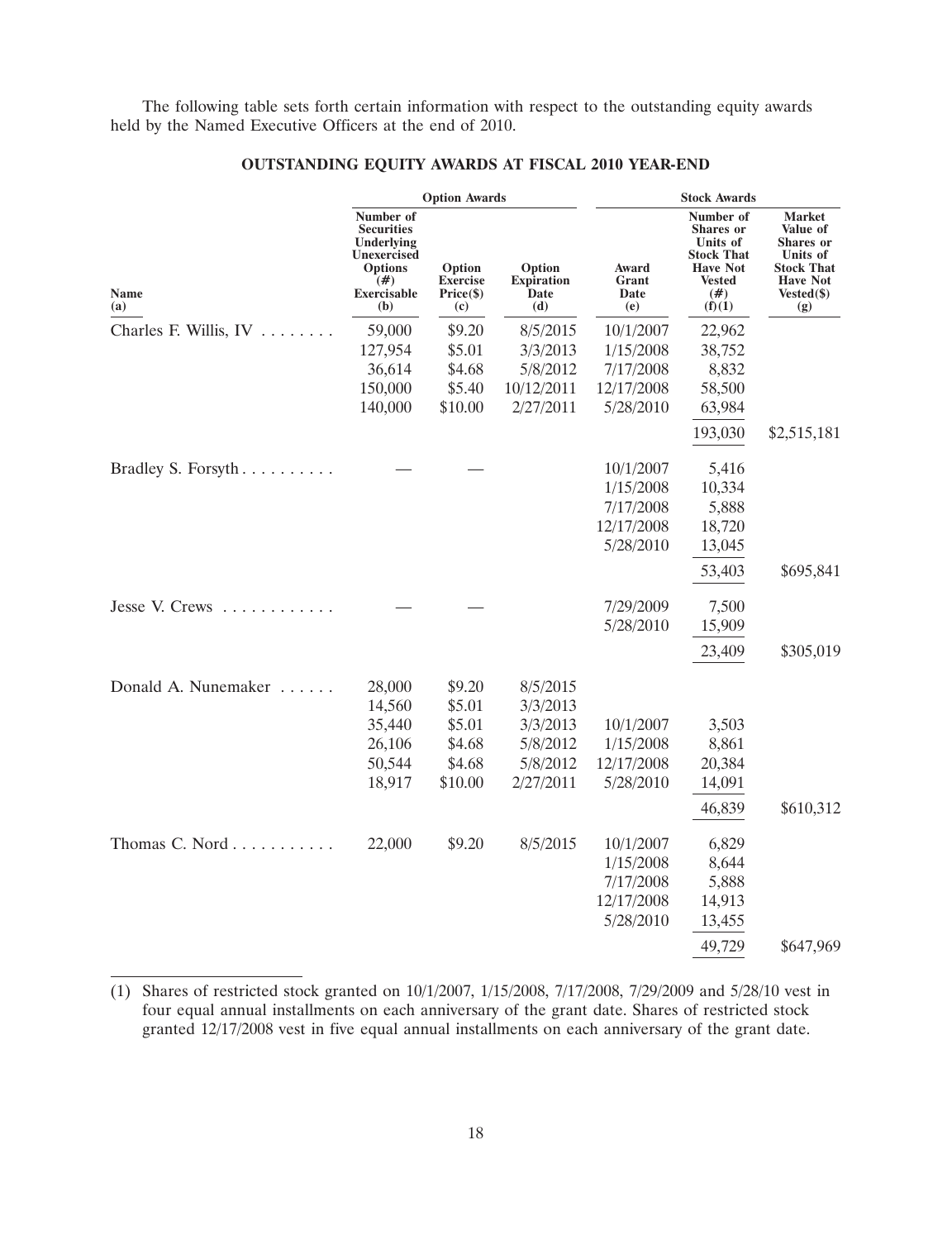The following table sets forth certain information with respect to the outstanding equity awards held by the Named Executive Officers at the end of 2010.

**OUTSTANDING EQUITY AWARDS AT FISCAL 2010 YEAR-END**

| | Option Awards | | | Stock Awards | | |
|---|---|---|---|---|---|---|
| Name (a) | Number of Securities Underlying Unexercised Options (#) Exercisable (b) | Option Exercise Price($) (c) | Option Expiration Date (d) | Award Grant Date (e) | Number of Shares or Units of Stock That Have Not Vested (#) (f)(1) | Market Value of Shares or Units of Stock That Have Not Vested($) (g) |
| Charles F. Willis, IV | 59,000 | $9.20 | 8/5/2015 | 10/1/2007 | 22,962 | |
| | 127,954 | $5.01 | 3/3/2013 | 1/15/2008 | 38,752 | |
| | 36,614 | $4.68 | 5/8/2012 | 7/17/2008 | 8,832 | |
| | 150,000 | $5.40 | 10/12/2011 | 12/17/2008 | 58,500 | |
| | 140,000 | $10.00 | 2/27/2011 | 5/28/2010 | 63,984 | |
| | | | | | 193,030 | $2,515,181 |
| Bradley S. Forsyth | — | — | | 10/1/2007 | 5,416 | |
| | | | | 1/15/2008 | 10,334 | |
| | | | | 7/17/2008 | 5,888 | |
| | | | | 12/17/2008 | 18,720 | |
| | | | | 5/28/2010 | 13,045 | |
| | | | | | 53,403 | $695,841 |
| Jesse V. Crews | — | — | | 7/29/2009 | 7,500 | |
| | | | | 5/28/2010 | 15,909 | |
| | | | | | 23,409 | $305,019 |
| Donald A. Nunemaker | 28,000 | $9.20 | 8/5/2015 | | | |
| | 14,560 | $5.01 | 3/3/2013 | | | |
| | 35,440 | $5.01 | 3/3/2013 | 10/1/2007 | 3,503 | |
| | 26,106 | $4.68 | 5/8/2012 | 1/15/2008 | 8,861 | |
| | 50,544 | $4.68 | 5/8/2012 | 12/17/2008 | 20,384 | |
| | 18,917 | $10.00 | 2/27/2011 | 5/28/2010 | 14,091 | |
| | | | | | 46,839 | $610,312 |
| Thomas C. Nord | 22,000 | $9.20 | 8/5/2015 | 10/1/2007 | 6,829 | |
| | | | | 1/15/2008 | 8,644 | |
| | | | | 7/17/2008 | 5,888 | |
| | | | | 12/17/2008 | 14,913 | |
| | | | | 5/28/2010 | 13,455 | |
| | | | | | 49,729 | $647,969 |

(1) Shares of restricted stock granted on 10/1/2007, 1/15/2008, 7/17/2008, 7/29/2009 and 5/28/10 vest in four equal annual installments on each anniversary of the grant date. Shares of restricted stock granted 12/17/2008 vest in five equal annual installments on each anniversary of the grant date.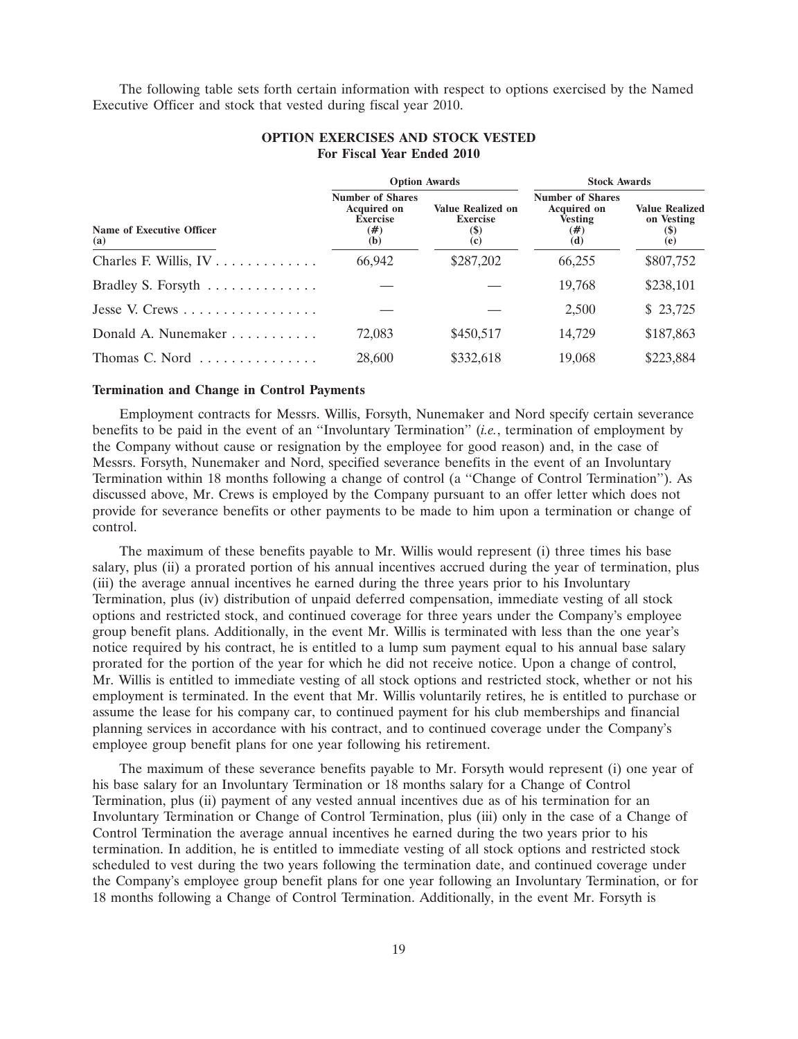The following table sets forth certain information with respect to options exercised by the Named Executive Officer and stock that vested during fiscal year 2010.

**OPTION EXERCISES AND STOCK VESTED**
**For Fiscal Year Ended 2010**

| | Option Awards | | Stock Awards | |
|---|---|---|---|---|
| **Name of Executive Officer (a)** | **Number of Shares Acquired on Exercise (#) (b)** | **Value Realized on Exercise ($) (c)** | **Number of Shares Acquired on Vesting (#) (d)** | **Value Realized on Vesting ($) (e)** |
| Charles F. Willis, IV | 66,942 | $287,202 | 66,255 | $807,752 |
| Bradley S. Forsyth | — | — | 19,768 | $238,101 |
| Jesse V. Crews | — | — | 2,500 | $ 23,725 |
| Donald A. Nunemaker | 72,083 | $450,517 | 14,729 | $187,863 |
| Thomas C. Nord | 28,600 | $332,618 | 19,068 | $223,884 |

**Termination and Change in Control Payments**

Employment contracts for Messrs. Willis, Forsyth, Nunemaker and Nord specify certain severance benefits to be paid in the event of an ''Involuntary Termination'' (*i.e.*, termination of employment by the Company without cause or resignation by the employee for good reason) and, in the case of Messrs. Forsyth, Nunemaker and Nord, specified severance benefits in the event of an Involuntary Termination within 18 months following a change of control (a ''Change of Control Termination''). As discussed above, Mr. Crews is employed by the Company pursuant to an offer letter which does not provide for severance benefits or other payments to be made to him upon a termination or change of control.

The maximum of these benefits payable to Mr. Willis would represent (i) three times his base salary, plus (ii) a prorated portion of his annual incentives accrued during the year of termination, plus (iii) the average annual incentives he earned during the three years prior to his Involuntary Termination, plus (iv) distribution of unpaid deferred compensation, immediate vesting of all stock options and restricted stock, and continued coverage for three years under the Company's employee group benefit plans. Additionally, in the event Mr. Willis is terminated with less than the one year's notice required by his contract, he is entitled to a lump sum payment equal to his annual base salary prorated for the portion of the year for which he did not receive notice. Upon a change of control, Mr. Willis is entitled to immediate vesting of all stock options and restricted stock, whether or not his employment is terminated. In the event that Mr. Willis voluntarily retires, he is entitled to purchase or assume the lease for his company car, to continued payment for his club memberships and financial planning services in accordance with his contract, and to continued coverage under the Company's employee group benefit plans for one year following his retirement.

The maximum of these severance benefits payable to Mr. Forsyth would represent (i) one year of his base salary for an Involuntary Termination or 18 months salary for a Change of Control Termination, plus (ii) payment of any vested annual incentives due as of his termination for an Involuntary Termination or Change of Control Termination, plus (iii) only in the case of a Change of Control Termination the average annual incentives he earned during the two years prior to his termination. In addition, he is entitled to immediate vesting of all stock options and restricted stock scheduled to vest during the two years following the termination date, and continued coverage under the Company's employee group benefit plans for one year following an Involuntary Termination, or for 18 months following a Change of Control Termination. Additionally, in the event Mr. Forsyth is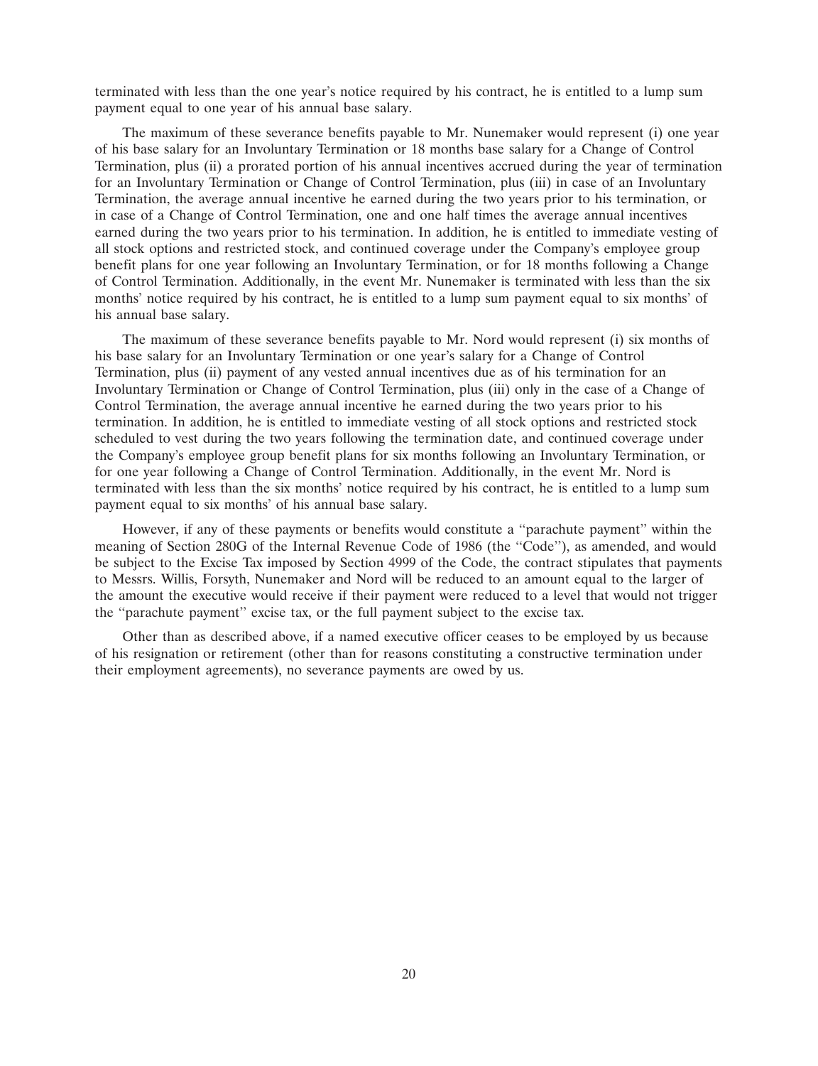terminated with less than the one year's notice required by his contract, he is entitled to a lump sum payment equal to one year of his annual base salary.

The maximum of these severance benefits payable to Mr. Nunemaker would represent (i) one year of his base salary for an Involuntary Termination or 18 months base salary for a Change of Control Termination, plus (ii) a prorated portion of his annual incentives accrued during the year of termination for an Involuntary Termination or Change of Control Termination, plus (iii) in case of an Involuntary Termination, the average annual incentive he earned during the two years prior to his termination, or in case of a Change of Control Termination, one and one half times the average annual incentives earned during the two years prior to his termination. In addition, he is entitled to immediate vesting of all stock options and restricted stock, and continued coverage under the Company's employee group benefit plans for one year following an Involuntary Termination, or for 18 months following a Change of Control Termination. Additionally, in the event Mr. Nunemaker is terminated with less than the six months' notice required by his contract, he is entitled to a lump sum payment equal to six months' of his annual base salary.

The maximum of these severance benefits payable to Mr. Nord would represent (i) six months of his base salary for an Involuntary Termination or one year's salary for a Change of Control Termination, plus (ii) payment of any vested annual incentives due as of his termination for an Involuntary Termination or Change of Control Termination, plus (iii) only in the case of a Change of Control Termination, the average annual incentive he earned during the two years prior to his termination. In addition, he is entitled to immediate vesting of all stock options and restricted stock scheduled to vest during the two years following the termination date, and continued coverage under the Company's employee group benefit plans for six months following an Involuntary Termination, or for one year following a Change of Control Termination. Additionally, in the event Mr. Nord is terminated with less than the six months' notice required by his contract, he is entitled to a lump sum payment equal to six months' of his annual base salary.

However, if any of these payments or benefits would constitute a ''parachute payment'' within the meaning of Section 280G of the Internal Revenue Code of 1986 (the ''Code''), as amended, and would be subject to the Excise Tax imposed by Section 4999 of the Code, the contract stipulates that payments to Messrs. Willis, Forsyth, Nunemaker and Nord will be reduced to an amount equal to the larger of the amount the executive would receive if their payment were reduced to a level that would not trigger the ''parachute payment'' excise tax, or the full payment subject to the excise tax.

Other than as described above, if a named executive officer ceases to be employed by us because of his resignation or retirement (other than for reasons constituting a constructive termination under their employment agreements), no severance payments are owed by us.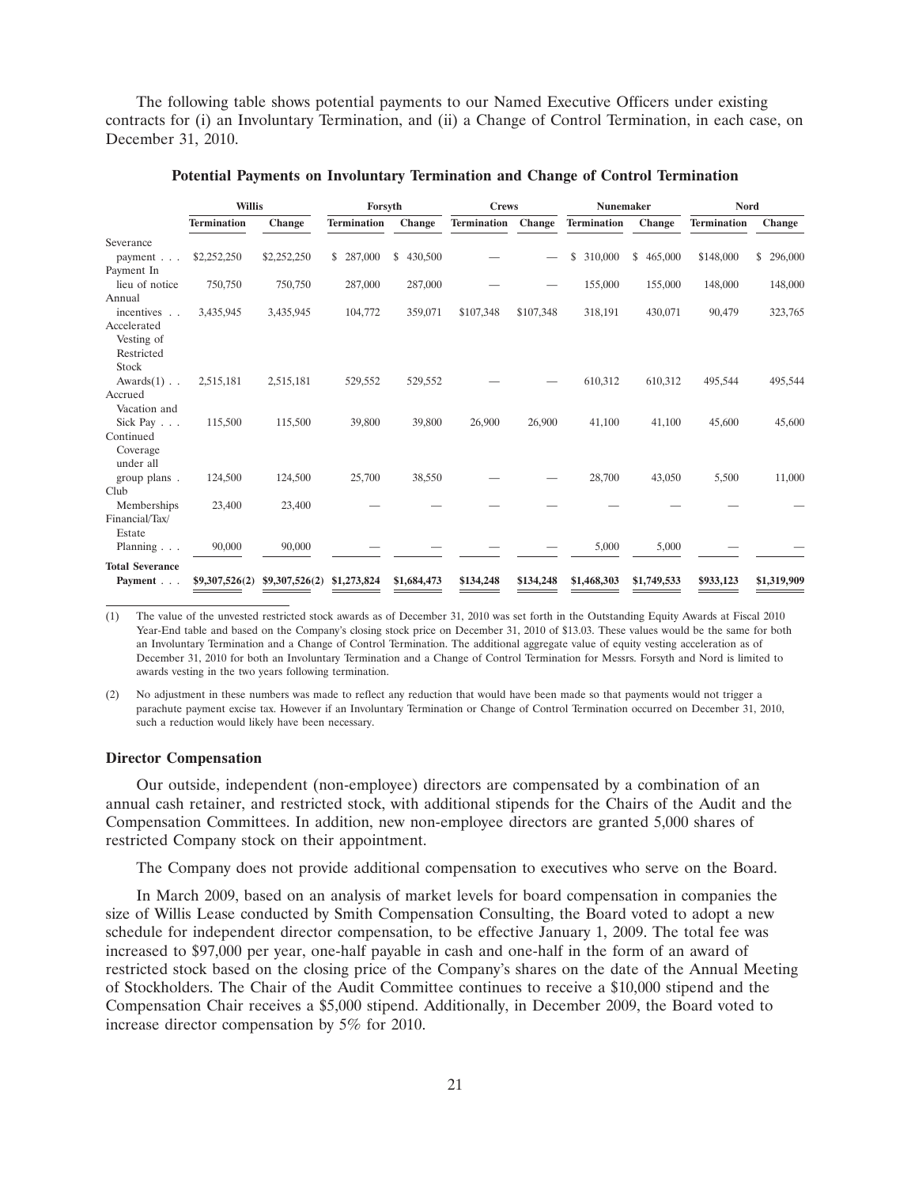The following table shows potential payments to our Named Executive Officers under existing contracts for (i) an Involuntary Termination, and (ii) a Change of Control Termination, in each case, on December 31, 2010.

**Potential Payments on Involuntary Termination and Change of Control Termination**

| | Willis | | Forsyth | | Crews | | Nunemaker | | Nord | |
|---|---|---|---|---|---|---|---|---|---|---|
| | **Termination** | **Change** | **Termination** | **Change** | **Termination** | **Change** | **Termination** | **Change** | **Termination** | **Change** |
| Severance payment . . . | $2,252,250 | $2,252,250 | $ 287,000 | $ 430,500 | — | — | $ 310,000 | $ 465,000 | $148,000 | $ 296,000 |
| Payment In lieu of notice | 750,750 | 750,750 | 287,000 | 287,000 | — | — | 155,000 | 155,000 | 148,000 | 148,000 |
| Annual incentives . . | 3,435,945 | 3,435,945 | 104,772 | 359,071 | $107,348 | $107,348 | 318,191 | 430,071 | 90,479 | 323,765 |
| Accelerated Vesting of Restricted Stock Awards(1) . . | 2,515,181 | 2,515,181 | 529,552 | 529,552 | — | — | 610,312 | 610,312 | 495,544 | 495,544 |
| Accrued Vacation and Sick Pay . . . | 115,500 | 115,500 | 39,800 | 39,800 | 26,900 | 26,900 | 41,100 | 41,100 | 45,600 | 45,600 |
| Continued Coverage under all group plans . | 124,500 | 124,500 | 25,700 | 38,550 | — | — | 28,700 | 43,050 | 5,500 | 11,000 |
| Club Memberships | 23,400 | 23,400 | — | — | — | — | — | — | — | — |
| Financial/Tax/ Estate Planning . . . | 90,000 | 90,000 | — | — | — | — | 5,000 | 5,000 | — | — |
| **Total Severance Payment . . .** | **$9,307,526(2)** | **$9,307,526(2)** | **$1,273,824** | **$1,684,473** | **$134,248** | **$134,248** | **$1,468,303** | **$1,749,533** | **$933,123** | **$1,319,909** |

(1) The value of the unvested restricted stock awards as of December 31, 2010 was set forth in the Outstanding Equity Awards at Fiscal 2010 Year-End table and based on the Company's closing stock price on December 31, 2010 of $13.03. These values would be the same for both an Involuntary Termination and a Change of Control Termination. The additional aggregate value of equity vesting acceleration as of December 31, 2010 for both an Involuntary Termination and a Change of Control Termination for Messrs. Forsyth and Nord is limited to awards vesting in the two years following termination.

(2) No adjustment in these numbers was made to reflect any reduction that would have been made so that payments would not trigger a parachute payment excise tax. However if an Involuntary Termination or Change of Control Termination occurred on December 31, 2010, such a reduction would likely have been necessary.

### Director Compensation

Our outside, independent (non-employee) directors are compensated by a combination of an annual cash retainer, and restricted stock, with additional stipends for the Chairs of the Audit and the Compensation Committees. In addition, new non-employee directors are granted 5,000 shares of restricted Company stock on their appointment.

The Company does not provide additional compensation to executives who serve on the Board.

In March 2009, based on an analysis of market levels for board compensation in companies the size of Willis Lease conducted by Smith Compensation Consulting, the Board voted to adopt a new schedule for independent director compensation, to be effective January 1, 2009. The total fee was increased to $97,000 per year, one-half payable in cash and one-half in the form of an award of restricted stock based on the closing price of the Company's shares on the date of the Annual Meeting of Stockholders. The Chair of the Audit Committee continues to receive a $10,000 stipend and the Compensation Chair receives a $5,000 stipend. Additionally, in December 2009, the Board voted to increase director compensation by 5% for 2010.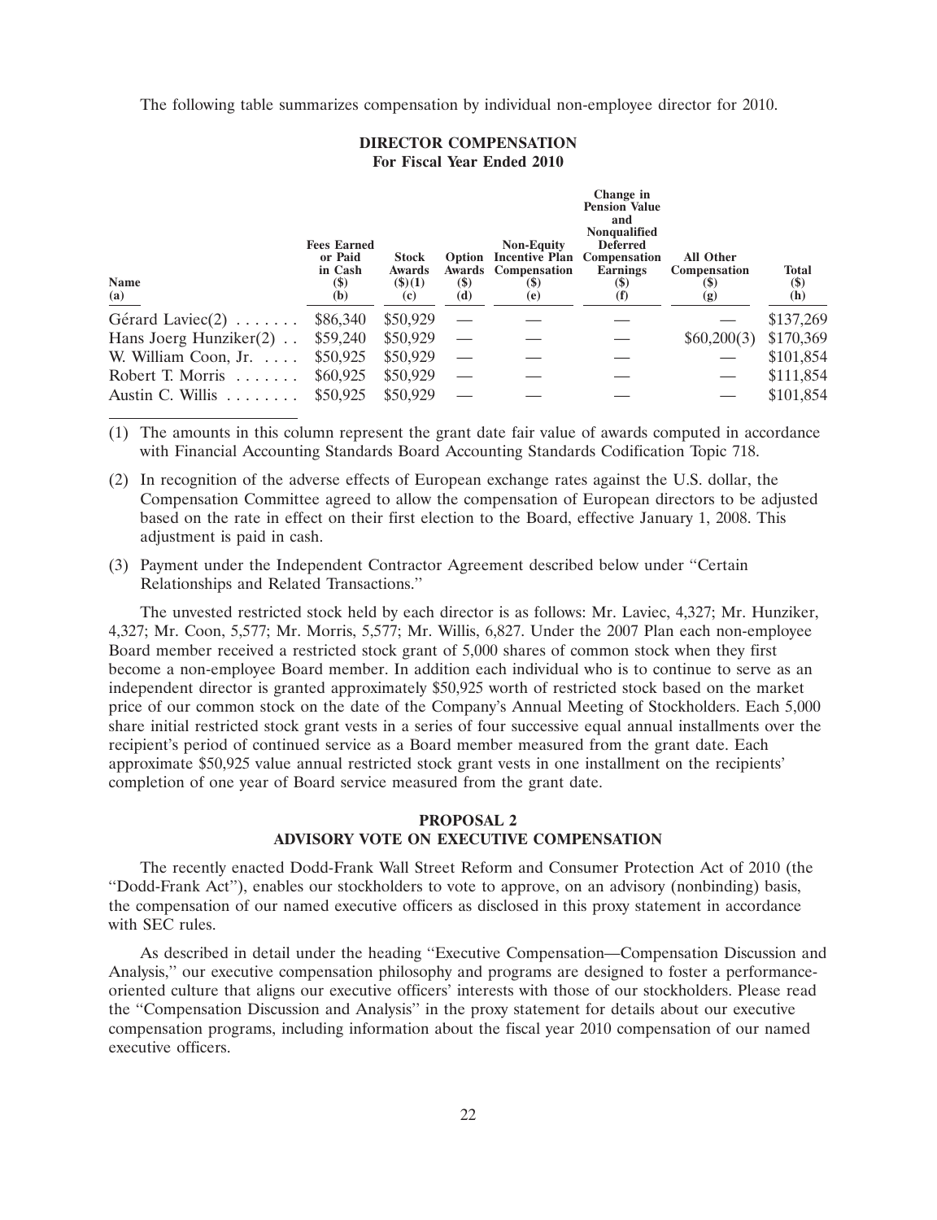The following table summarizes compensation by individual non-employee director for 2010.

**DIRECTOR COMPENSATION**
**For Fiscal Year Ended 2010**

| Name (a) | Fees Earned or Paid in Cash ($) (b) | Stock Awards ($)(1) (c) | Option Awards ($) (d) | Non-Equity Incentive Plan Compensation ($) (e) | Change in Pension Value and Nonqualified Deferred Compensation Earnings ($) (f) | All Other Compensation ($) (g) | Total ($) (h) |
|---|---|---|---|---|---|---|---|
| Gérard Laviec(2) | $86,340 | $50,929 | — | — | — | — | $137,269 |
| Hans Joerg Hunziker(2) | $59,240 | $50,929 | — | — | — | $60,200(3) | $170,369 |
| W. William Coon, Jr. | $50,925 | $50,929 | — | — | — | — | $101,854 |
| Robert T. Morris | $60,925 | $50,929 | — | — | — | — | $111,854 |
| Austin C. Willis | $50,925 | $50,929 | — | — | — | — | $101,854 |

(1) The amounts in this column represent the grant date fair value of awards computed in accordance with Financial Accounting Standards Board Accounting Standards Codification Topic 718.

(2) In recognition of the adverse effects of European exchange rates against the U.S. dollar, the Compensation Committee agreed to allow the compensation of European directors to be adjusted based on the rate in effect on their first election to the Board, effective January 1, 2008. This adjustment is paid in cash.

(3) Payment under the Independent Contractor Agreement described below under "Certain Relationships and Related Transactions."

The unvested restricted stock held by each director is as follows: Mr. Laviec, 4,327; Mr. Hunziker, 4,327; Mr. Coon, 5,577; Mr. Morris, 5,577; Mr. Willis, 6,827. Under the 2007 Plan each non-employee Board member received a restricted stock grant of 5,000 shares of common stock when they first become a non-employee Board member. In addition each individual who is to continue to serve as an independent director is granted approximately $50,925 worth of restricted stock based on the market price of our common stock on the date of the Company's Annual Meeting of Stockholders. Each 5,000 share initial restricted stock grant vests in a series of four successive equal annual installments over the recipient's period of continued service as a Board member measured from the grant date. Each approximate $50,925 value annual restricted stock grant vests in one installment on the recipients' completion of one year of Board service measured from the grant date.

## PROPOSAL 2
## ADVISORY VOTE ON EXECUTIVE COMPENSATION

The recently enacted Dodd-Frank Wall Street Reform and Consumer Protection Act of 2010 (the "Dodd-Frank Act"), enables our stockholders to vote to approve, on an advisory (nonbinding) basis, the compensation of our named executive officers as disclosed in this proxy statement in accordance with SEC rules.

As described in detail under the heading "Executive Compensation—Compensation Discussion and Analysis," our executive compensation philosophy and programs are designed to foster a performance-oriented culture that aligns our executive officers' interests with those of our stockholders. Please read the "Compensation Discussion and Analysis" in the proxy statement for details about our executive compensation programs, including information about the fiscal year 2010 compensation of our named executive officers.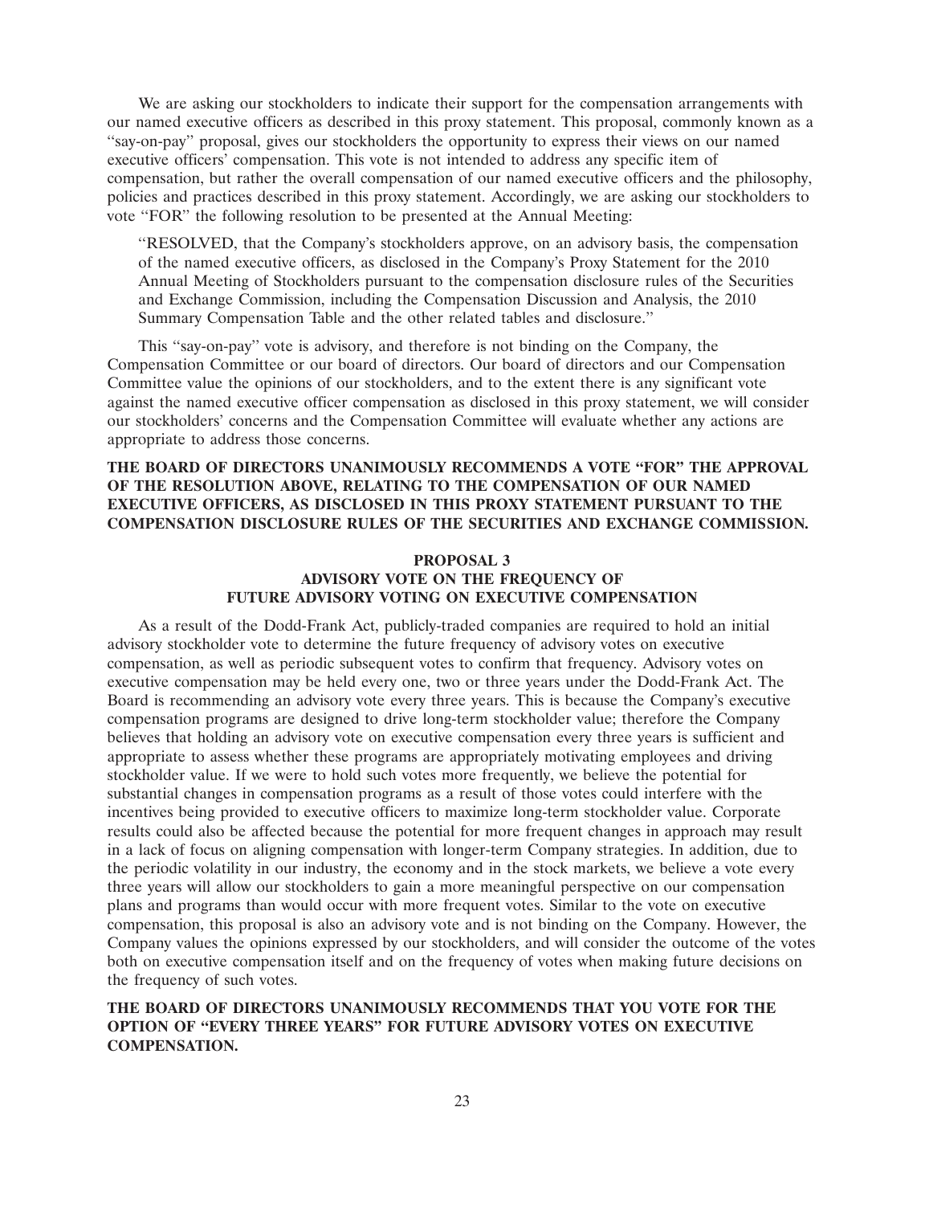We are asking our stockholders to indicate their support for the compensation arrangements with our named executive officers as described in this proxy statement. This proposal, commonly known as a ''say-on-pay'' proposal, gives our stockholders the opportunity to express their views on our named executive officers' compensation. This vote is not intended to address any specific item of compensation, but rather the overall compensation of our named executive officers and the philosophy, policies and practices described in this proxy statement. Accordingly, we are asking our stockholders to vote ''FOR'' the following resolution to be presented at the Annual Meeting:

> ''RESOLVED, that the Company's stockholders approve, on an advisory basis, the compensation of the named executive officers, as disclosed in the Company's Proxy Statement for the 2010 Annual Meeting of Stockholders pursuant to the compensation disclosure rules of the Securities and Exchange Commission, including the Compensation Discussion and Analysis, the 2010 Summary Compensation Table and the other related tables and disclosure.''

This ''say-on-pay'' vote is advisory, and therefore is not binding on the Company, the Compensation Committee or our board of directors. Our board of directors and our Compensation Committee value the opinions of our stockholders, and to the extent there is any significant vote against the named executive officer compensation as disclosed in this proxy statement, we will consider our stockholders' concerns and the Compensation Committee will evaluate whether any actions are appropriate to address those concerns.

**THE BOARD OF DIRECTORS UNANIMOUSLY RECOMMENDS A VOTE "FOR" THE APPROVAL OF THE RESOLUTION ABOVE, RELATING TO THE COMPENSATION OF OUR NAMED EXECUTIVE OFFICERS, AS DISCLOSED IN THIS PROXY STATEMENT PURSUANT TO THE COMPENSATION DISCLOSURE RULES OF THE SECURITIES AND EXCHANGE COMMISSION.**

## PROPOSAL 3
## ADVISORY VOTE ON THE FREQUENCY OF FUTURE ADVISORY VOTING ON EXECUTIVE COMPENSATION

As a result of the Dodd-Frank Act, publicly-traded companies are required to hold an initial advisory stockholder vote to determine the future frequency of advisory votes on executive compensation, as well as periodic subsequent votes to confirm that frequency. Advisory votes on executive compensation may be held every one, two or three years under the Dodd-Frank Act. The Board is recommending an advisory vote every three years. This is because the Company's executive compensation programs are designed to drive long-term stockholder value; therefore the Company believes that holding an advisory vote on executive compensation every three years is sufficient and appropriate to assess whether these programs are appropriately motivating employees and driving stockholder value. If we were to hold such votes more frequently, we believe the potential for substantial changes in compensation programs as a result of those votes could interfere with the incentives being provided to executive officers to maximize long-term stockholder value. Corporate results could also be affected because the potential for more frequent changes in approach may result in a lack of focus on aligning compensation with longer-term Company strategies. In addition, due to the periodic volatility in our industry, the economy and in the stock markets, we believe a vote every three years will allow our stockholders to gain a more meaningful perspective on our compensation plans and programs than would occur with more frequent votes. Similar to the vote on executive compensation, this proposal is also an advisory vote and is not binding on the Company. However, the Company values the opinions expressed by our stockholders, and will consider the outcome of the votes both on executive compensation itself and on the frequency of votes when making future decisions on the frequency of such votes.

**THE BOARD OF DIRECTORS UNANIMOUSLY RECOMMENDS THAT YOU VOTE FOR THE OPTION OF "EVERY THREE YEARS" FOR FUTURE ADVISORY VOTES ON EXECUTIVE COMPENSATION.**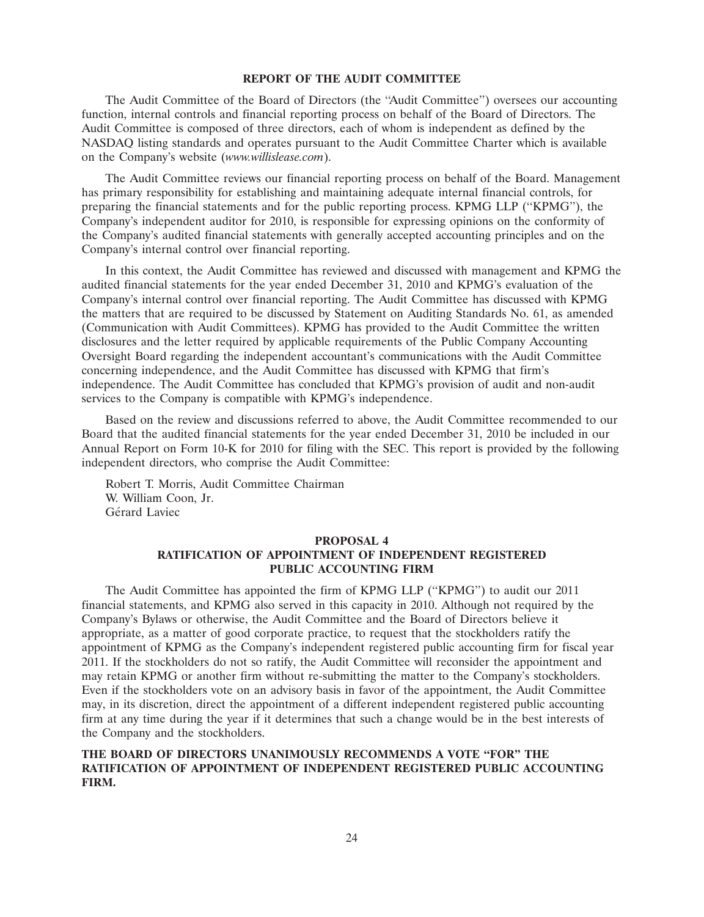## REPORT OF THE AUDIT COMMITTEE

The Audit Committee of the Board of Directors (the "Audit Committee") oversees our accounting function, internal controls and financial reporting process on behalf of the Board of Directors. The Audit Committee is composed of three directors, each of whom is independent as defined by the NASDAQ listing standards and operates pursuant to the Audit Committee Charter which is available on the Company's website (*www.willislease.com*).

The Audit Committee reviews our financial reporting process on behalf of the Board. Management has primary responsibility for establishing and maintaining adequate internal financial controls, for preparing the financial statements and for the public reporting process. KPMG LLP ("KPMG"), the Company's independent auditor for 2010, is responsible for expressing opinions on the conformity of the Company's audited financial statements with generally accepted accounting principles and on the Company's internal control over financial reporting.

In this context, the Audit Committee has reviewed and discussed with management and KPMG the audited financial statements for the year ended December 31, 2010 and KPMG's evaluation of the Company's internal control over financial reporting. The Audit Committee has discussed with KPMG the matters that are required to be discussed by Statement on Auditing Standards No. 61, as amended (Communication with Audit Committees). KPMG has provided to the Audit Committee the written disclosures and the letter required by applicable requirements of the Public Company Accounting Oversight Board regarding the independent accountant's communications with the Audit Committee concerning independence, and the Audit Committee has discussed with KPMG that firm's independence. The Audit Committee has concluded that KPMG's provision of audit and non-audit services to the Company is compatible with KPMG's independence.

Based on the review and discussions referred to above, the Audit Committee recommended to our Board that the audited financial statements for the year ended December 31, 2010 be included in our Annual Report on Form 10-K for 2010 for filing with the SEC. This report is provided by the following independent directors, who comprise the Audit Committee:

Robert T. Morris, Audit Committee Chairman
W. William Coon, Jr.
Gérard Laviec

## PROPOSAL 4
## RATIFICATION OF APPOINTMENT OF INDEPENDENT REGISTERED PUBLIC ACCOUNTING FIRM

The Audit Committee has appointed the firm of KPMG LLP ("KPMG") to audit our 2011 financial statements, and KPMG also served in this capacity in 2010. Although not required by the Company's Bylaws or otherwise, the Audit Committee and the Board of Directors believe it appropriate, as a matter of good corporate practice, to request that the stockholders ratify the appointment of KPMG as the Company's independent registered public accounting firm for fiscal year 2011. If the stockholders do not so ratify, the Audit Committee will reconsider the appointment and may retain KPMG or another firm without re-submitting the matter to the Company's stockholders. Even if the stockholders vote on an advisory basis in favor of the appointment, the Audit Committee may, in its discretion, direct the appointment of a different independent registered public accounting firm at any time during the year if it determines that such a change would be in the best interests of the Company and the stockholders.

**THE BOARD OF DIRECTORS UNANIMOUSLY RECOMMENDS A VOTE "FOR" THE RATIFICATION OF APPOINTMENT OF INDEPENDENT REGISTERED PUBLIC ACCOUNTING FIRM.**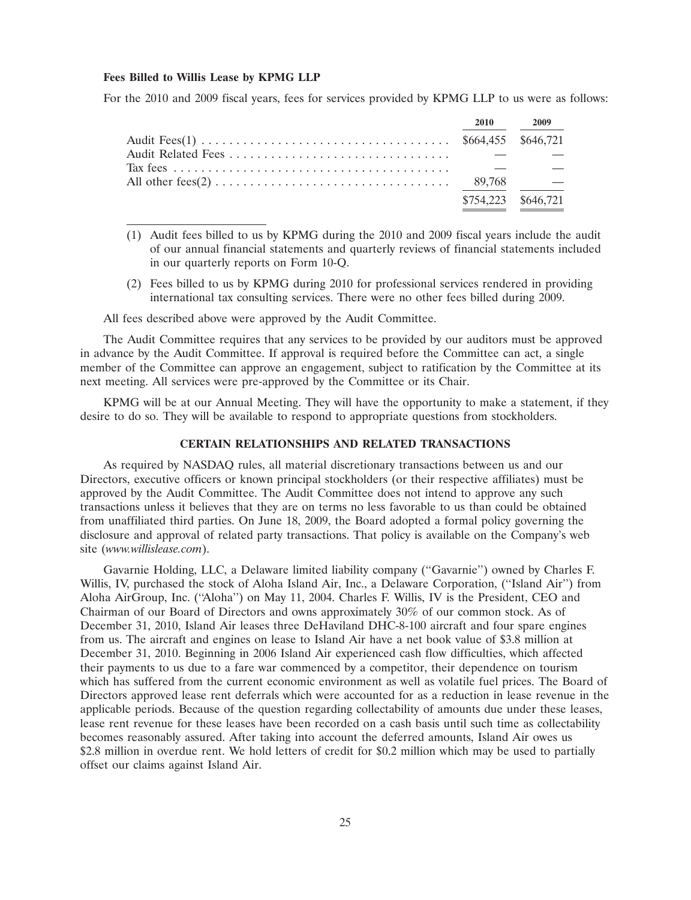**Fees Billed to Willis Lease by KPMG LLP**

For the 2010 and 2009 fiscal years, fees for services provided by KPMG LLP to us were as follows:

| | 2010 | 2009 |
|---|---|---|
| Audit Fees(1) | $664,455 | $646,721 |
| Audit Related Fees | — | — |
| Tax fees | — | — |
| All other fees(2) | 89,768 | — |
| | $754,223 | $646,721 |

(1) Audit fees billed to us by KPMG during the 2010 and 2009 fiscal years include the audit of our annual financial statements and quarterly reviews of financial statements included in our quarterly reports on Form 10-Q.

(2) Fees billed to us by KPMG during 2010 for professional services rendered in providing international tax consulting services. There were no other fees billed during 2009.

All fees described above were approved by the Audit Committee.

The Audit Committee requires that any services to be provided by our auditors must be approved in advance by the Audit Committee. If approval is required before the Committee can act, a single member of the Committee can approve an engagement, subject to ratification by the Committee at its next meeting. All services were pre-approved by the Committee or its Chair.

KPMG will be at our Annual Meeting. They will have the opportunity to make a statement, if they desire to do so. They will be available to respond to appropriate questions from stockholders.

## CERTAIN RELATIONSHIPS AND RELATED TRANSACTIONS

As required by NASDAQ rules, all material discretionary transactions between us and our Directors, executive officers or known principal stockholders (or their respective affiliates) must be approved by the Audit Committee. The Audit Committee does not intend to approve any such transactions unless it believes that they are on terms no less favorable to us than could be obtained from unaffiliated third parties. On June 18, 2009, the Board adopted a formal policy governing the disclosure and approval of related party transactions. That policy is available on the Company's web site (*www.willislease.com*).

Gavarnie Holding, LLC, a Delaware limited liability company (''Gavarnie'') owned by Charles F. Willis, IV, purchased the stock of Aloha Island Air, Inc., a Delaware Corporation, (''Island Air'') from Aloha AirGroup, Inc. (''Aloha'') on May 11, 2004. Charles F. Willis, IV is the President, CEO and Chairman of our Board of Directors and owns approximately 30% of our common stock. As of December 31, 2010, Island Air leases three DeHaviland DHC-8-100 aircraft and four spare engines from us. The aircraft and engines on lease to Island Air have a net book value of $3.8 million at December 31, 2010. Beginning in 2006 Island Air experienced cash flow difficulties, which affected their payments to us due to a fare war commenced by a competitor, their dependence on tourism which has suffered from the current economic environment as well as volatile fuel prices. The Board of Directors approved lease rent deferrals which were accounted for as a reduction in lease revenue in the applicable periods. Because of the question regarding collectability of amounts due under these leases, lease rent revenue for these leases have been recorded on a cash basis until such time as collectability becomes reasonably assured. After taking into account the deferred amounts, Island Air owes us $2.8 million in overdue rent. We hold letters of credit for $0.2 million which may be used to partially offset our claims against Island Air.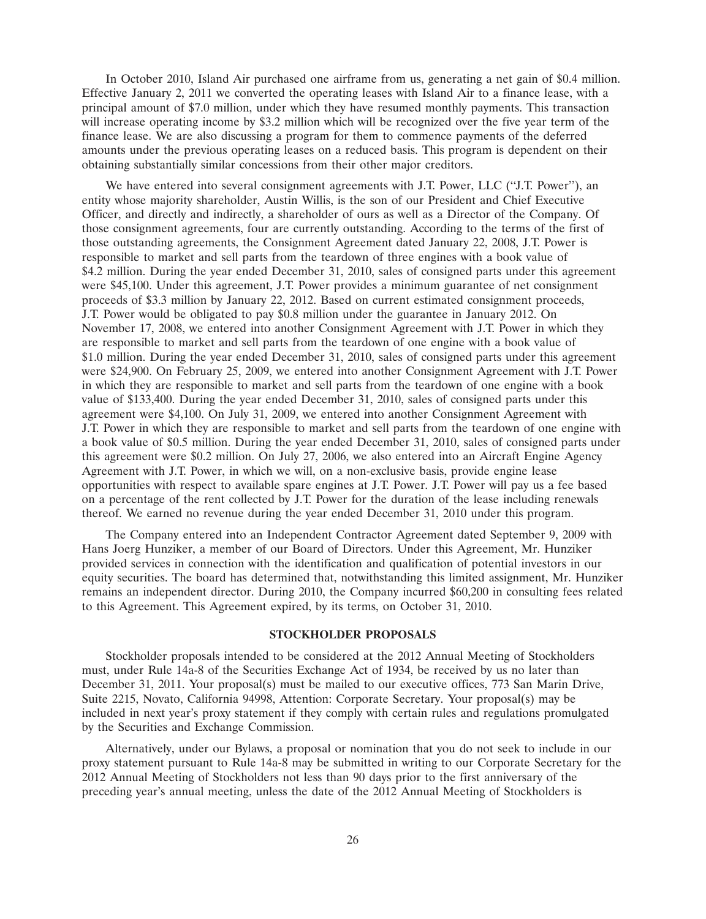In October 2010, Island Air purchased one airframe from us, generating a net gain of $0.4 million. Effective January 2, 2011 we converted the operating leases with Island Air to a finance lease, with a principal amount of $7.0 million, under which they have resumed monthly payments. This transaction will increase operating income by $3.2 million which will be recognized over the five year term of the finance lease. We are also discussing a program for them to commence payments of the deferred amounts under the previous operating leases on a reduced basis. This program is dependent on their obtaining substantially similar concessions from their other major creditors.

We have entered into several consignment agreements with J.T. Power, LLC (''J.T. Power''), an entity whose majority shareholder, Austin Willis, is the son of our President and Chief Executive Officer, and directly and indirectly, a shareholder of ours as well as a Director of the Company. Of those consignment agreements, four are currently outstanding. According to the terms of the first of those outstanding agreements, the Consignment Agreement dated January 22, 2008, J.T. Power is responsible to market and sell parts from the teardown of three engines with a book value of $4.2 million. During the year ended December 31, 2010, sales of consigned parts under this agreement were $45,100. Under this agreement, J.T. Power provides a minimum guarantee of net consignment proceeds of $3.3 million by January 22, 2012. Based on current estimated consignment proceeds, J.T. Power would be obligated to pay $0.8 million under the guarantee in January 2012. On November 17, 2008, we entered into another Consignment Agreement with J.T. Power in which they are responsible to market and sell parts from the teardown of one engine with a book value of $1.0 million. During the year ended December 31, 2010, sales of consigned parts under this agreement were $24,900. On February 25, 2009, we entered into another Consignment Agreement with J.T. Power in which they are responsible to market and sell parts from the teardown of one engine with a book value of $133,400. During the year ended December 31, 2010, sales of consigned parts under this agreement were $4,100. On July 31, 2009, we entered into another Consignment Agreement with J.T. Power in which they are responsible to market and sell parts from the teardown of one engine with a book value of $0.5 million. During the year ended December 31, 2010, sales of consigned parts under this agreement were $0.2 million. On July 27, 2006, we also entered into an Aircraft Engine Agency Agreement with J.T. Power, in which we will, on a non-exclusive basis, provide engine lease opportunities with respect to available spare engines at J.T. Power. J.T. Power will pay us a fee based on a percentage of the rent collected by J.T. Power for the duration of the lease including renewals thereof. We earned no revenue during the year ended December 31, 2010 under this program.

The Company entered into an Independent Contractor Agreement dated September 9, 2009 with Hans Joerg Hunziker, a member of our Board of Directors. Under this Agreement, Mr. Hunziker provided services in connection with the identification and qualification of potential investors in our equity securities. The board has determined that, notwithstanding this limited assignment, Mr. Hunziker remains an independent director. During 2010, the Company incurred $60,200 in consulting fees related to this Agreement. This Agreement expired, by its terms, on October 31, 2010.

## STOCKHOLDER PROPOSALS

Stockholder proposals intended to be considered at the 2012 Annual Meeting of Stockholders must, under Rule 14a-8 of the Securities Exchange Act of 1934, be received by us no later than December 31, 2011. Your proposal(s) must be mailed to our executive offices, 773 San Marin Drive, Suite 2215, Novato, California 94998, Attention: Corporate Secretary. Your proposal(s) may be included in next year's proxy statement if they comply with certain rules and regulations promulgated by the Securities and Exchange Commission.

Alternatively, under our Bylaws, a proposal or nomination that you do not seek to include in our proxy statement pursuant to Rule 14a-8 may be submitted in writing to our Corporate Secretary for the 2012 Annual Meeting of Stockholders not less than 90 days prior to the first anniversary of the preceding year's annual meeting, unless the date of the 2012 Annual Meeting of Stockholders is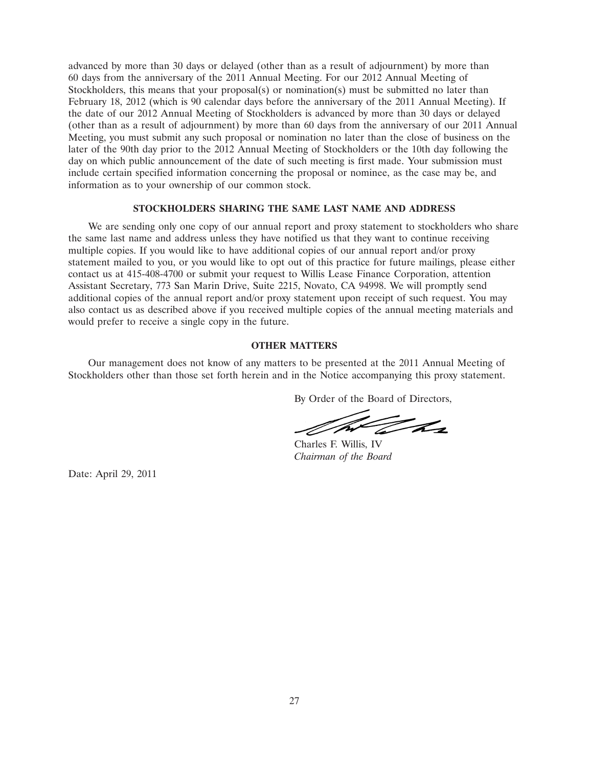advanced by more than 30 days or delayed (other than as a result of adjournment) by more than 60 days from the anniversary of the 2011 Annual Meeting. For our 2012 Annual Meeting of Stockholders, this means that your proposal(s) or nomination(s) must be submitted no later than February 18, 2012 (which is 90 calendar days before the anniversary of the 2011 Annual Meeting). If the date of our 2012 Annual Meeting of Stockholders is advanced by more than 30 days or delayed (other than as a result of adjournment) by more than 60 days from the anniversary of our 2011 Annual Meeting, you must submit any such proposal or nomination no later than the close of business on the later of the 90th day prior to the 2012 Annual Meeting of Stockholders or the 10th day following the day on which public announcement of the date of such meeting is first made. Your submission must include certain specified information concerning the proposal or nominee, as the case may be, and information as to your ownership of our common stock.

## STOCKHOLDERS SHARING THE SAME LAST NAME AND ADDRESS

We are sending only one copy of our annual report and proxy statement to stockholders who share the same last name and address unless they have notified us that they want to continue receiving multiple copies. If you would like to have additional copies of our annual report and/or proxy statement mailed to you, or you would like to opt out of this practice for future mailings, please either contact us at 415-408-4700 or submit your request to Willis Lease Finance Corporation, attention Assistant Secretary, 773 San Marin Drive, Suite 2215, Novato, CA 94998. We will promptly send additional copies of the annual report and/or proxy statement upon receipt of such request. You may also contact us as described above if you received multiple copies of the annual meeting materials and would prefer to receive a single copy in the future.

## OTHER MATTERS

Our management does not know of any matters to be presented at the 2011 Annual Meeting of Stockholders other than those set forth herein and in the Notice accompanying this proxy statement.

By Order of the Board of Directors,

Charles F. Willis, IV
*Chairman of the Board*

Date: April 29, 2011